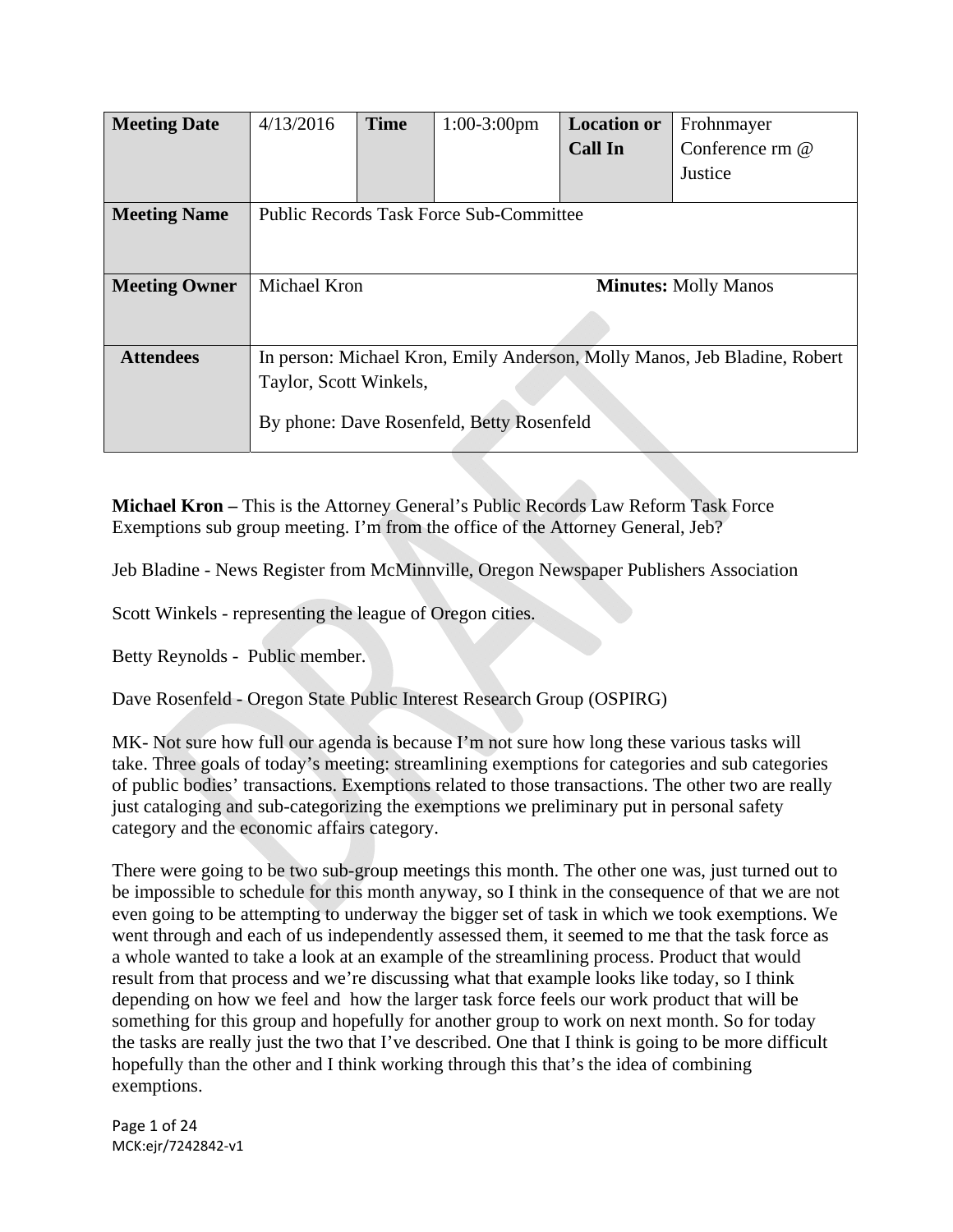| Meeting Date | 4/13/2016 | Time | 1:00-3:00pm | Location or Call In | Frohnmayer Conference rm @ Justice |
|---|---|---|---|---|---|
| Meeting Name | Public Records Task Force Sub-Committee | | | | |
| Meeting Owner | Michael Kron | | | **Minutes:** Molly Manos | |
| Attendees | In person: Michael Kron, Emily Anderson, Molly Manos, Jeb Bladine, Robert Taylor, Scott Winkels,<br><br>By phone: Dave Rosenfeld, Betty Rosenfeld | | | | |

**Michael Kron –** This is the Attorney General's Public Records Law Reform Task Force Exemptions sub group meeting. I'm from the office of the Attorney General, Jeb?

Jeb Bladine - News Register from McMinnville, Oregon Newspaper Publishers Association

Scott Winkels - representing the league of Oregon cities.

Betty Reynolds - Public member.

Dave Rosenfeld - Oregon State Public Interest Research Group (OSPIRG)

MK- Not sure how full our agenda is because I'm not sure how long these various tasks will take. Three goals of today's meeting: streamlining exemptions for categories and sub categories of public bodies' transactions. Exemptions related to those transactions. The other two are really just cataloging and sub-categorizing the exemptions we preliminary put in personal safety category and the economic affairs category.

There were going to be two sub-group meetings this month. The other one was, just turned out to be impossible to schedule for this month anyway, so I think in the consequence of that we are not even going to be attempting to underway the bigger set of task in which we took exemptions. We went through and each of us independently assessed them, it seemed to me that the task force as a whole wanted to take a look at an example of the streamlining process. Product that would result from that process and we're discussing what that example looks like today, so I think depending on how we feel and how the larger task force feels our work product that will be something for this group and hopefully for another group to work on next month. So for today the tasks are really just the two that I've described. One that I think is going to be more difficult hopefully than the other and I think working through this that's the idea of combining exemptions.

MCK:ejr/7242842-v1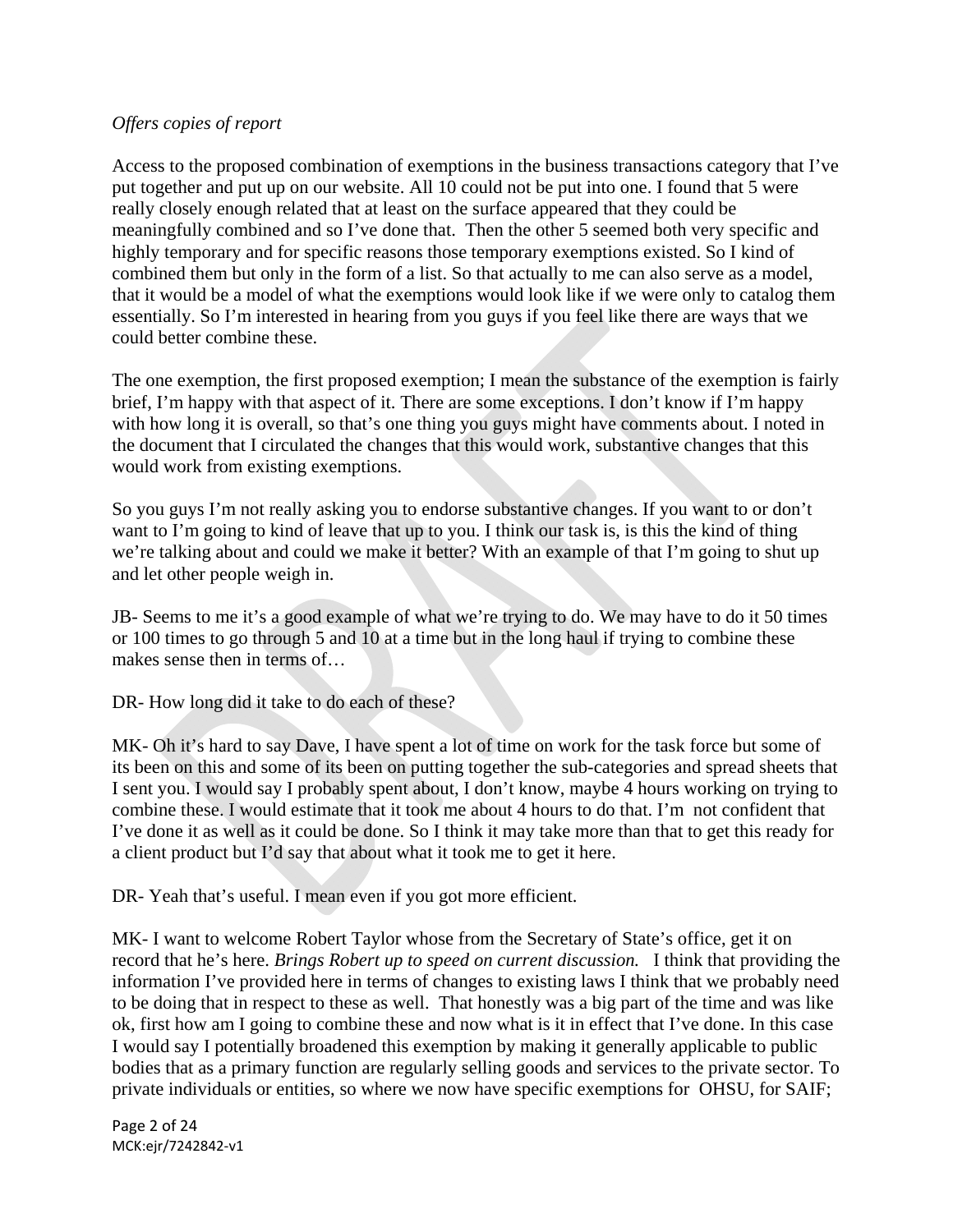*Offers copies of report*

Access to the proposed combination of exemptions in the business transactions category that I've put together and put up on our website. All 10 could not be put into one. I found that 5 were really closely enough related that at least on the surface appeared that they could be meaningfully combined and so I've done that. Then the other 5 seemed both very specific and highly temporary and for specific reasons those temporary exemptions existed. So I kind of combined them but only in the form of a list. So that actually to me can also serve as a model, that it would be a model of what the exemptions would look like if we were only to catalog them essentially. So I'm interested in hearing from you guys if you feel like there are ways that we could better combine these.

The one exemption, the first proposed exemption; I mean the substance of the exemption is fairly brief, I'm happy with that aspect of it. There are some exceptions. I don't know if I'm happy with how long it is overall, so that's one thing you guys might have comments about. I noted in the document that I circulated the changes that this would work, substantive changes that this would work from existing exemptions.

So you guys I'm not really asking you to endorse substantive changes. If you want to or don't want to I'm going to kind of leave that up to you. I think our task is, is this the kind of thing we're talking about and could we make it better? With an example of that I'm going to shut up and let other people weigh in.

JB- Seems to me it's a good example of what we're trying to do. We may have to do it 50 times or 100 times to go through 5 and 10 at a time but in the long haul if trying to combine these makes sense then in terms of…

DR- How long did it take to do each of these?

MK- Oh it's hard to say Dave, I have spent a lot of time on work for the task force but some of its been on this and some of its been on putting together the sub-categories and spread sheets that I sent you. I would say I probably spent about, I don't know, maybe 4 hours working on trying to combine these. I would estimate that it took me about 4 hours to do that. I'm not confident that I've done it as well as it could be done. So I think it may take more than that to get this ready for a client product but I'd say that about what it took me to get it here.

DR- Yeah that's useful. I mean even if you got more efficient.

MK- I want to welcome Robert Taylor whose from the Secretary of State's office, get it on record that he's here. *Brings Robert up to speed on current discussion.* I think that providing the information I've provided here in terms of changes to existing laws I think that we probably need to be doing that in respect to these as well. That honestly was a big part of the time and was like ok, first how am I going to combine these and now what is it in effect that I've done. In this case I would say I potentially broadened this exemption by making it generally applicable to public bodies that as a primary function are regularly selling goods and services to the private sector. To private individuals or entities, so where we now have specific exemptions for OHSU, for SAIF;

MCK:ejr/7242842-v1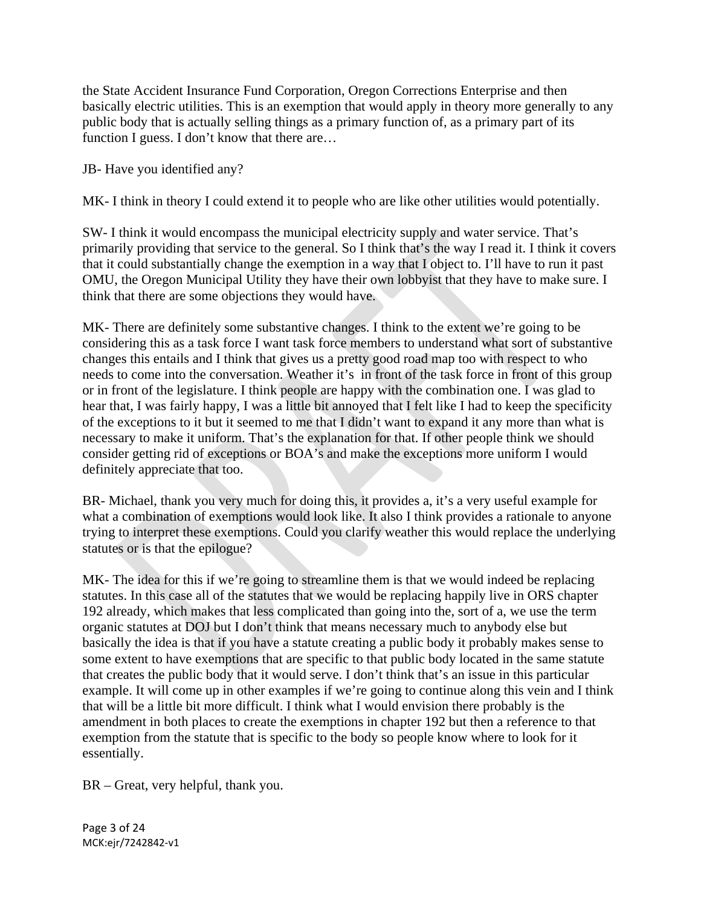the State Accident Insurance Fund Corporation, Oregon Corrections Enterprise and then basically electric utilities. This is an exemption that would apply in theory more generally to any public body that is actually selling things as a primary function of, as a primary part of its function I guess. I don't know that there are…

JB- Have you identified any?

MK- I think in theory I could extend it to people who are like other utilities would potentially.

SW- I think it would encompass the municipal electricity supply and water service. That's primarily providing that service to the general. So I think that's the way I read it. I think it covers that it could substantially change the exemption in a way that I object to. I'll have to run it past OMU, the Oregon Municipal Utility they have their own lobbyist that they have to make sure. I think that there are some objections they would have.

MK- There are definitely some substantive changes. I think to the extent we're going to be considering this as a task force I want task force members to understand what sort of substantive changes this entails and I think that gives us a pretty good road map too with respect to who needs to come into the conversation. Weather it's in front of the task force in front of this group or in front of the legislature. I think people are happy with the combination one. I was glad to hear that, I was fairly happy, I was a little bit annoyed that I felt like I had to keep the specificity of the exceptions to it but it seemed to me that I didn't want to expand it any more than what is necessary to make it uniform. That's the explanation for that. If other people think we should consider getting rid of exceptions or BOA's and make the exceptions more uniform I would definitely appreciate that too.

BR- Michael, thank you very much for doing this, it provides a, it's a very useful example for what a combination of exemptions would look like. It also I think provides a rationale to anyone trying to interpret these exemptions. Could you clarify weather this would replace the underlying statutes or is that the epilogue?

MK- The idea for this if we're going to streamline them is that we would indeed be replacing statutes. In this case all of the statutes that we would be replacing happily live in ORS chapter 192 already, which makes that less complicated than going into the, sort of a, we use the term organic statutes at DOJ but I don't think that means necessary much to anybody else but basically the idea is that if you have a statute creating a public body it probably makes sense to some extent to have exemptions that are specific to that public body located in the same statute that creates the public body that it would serve. I don't think that's an issue in this particular example. It will come up in other examples if we're going to continue along this vein and I think that will be a little bit more difficult. I think what I would envision there probably is the amendment in both places to create the exemptions in chapter 192 but then a reference to that exemption from the statute that is specific to the body so people know where to look for it essentially.

BR – Great, very helpful, thank you.

MCK:ejr/7242842-v1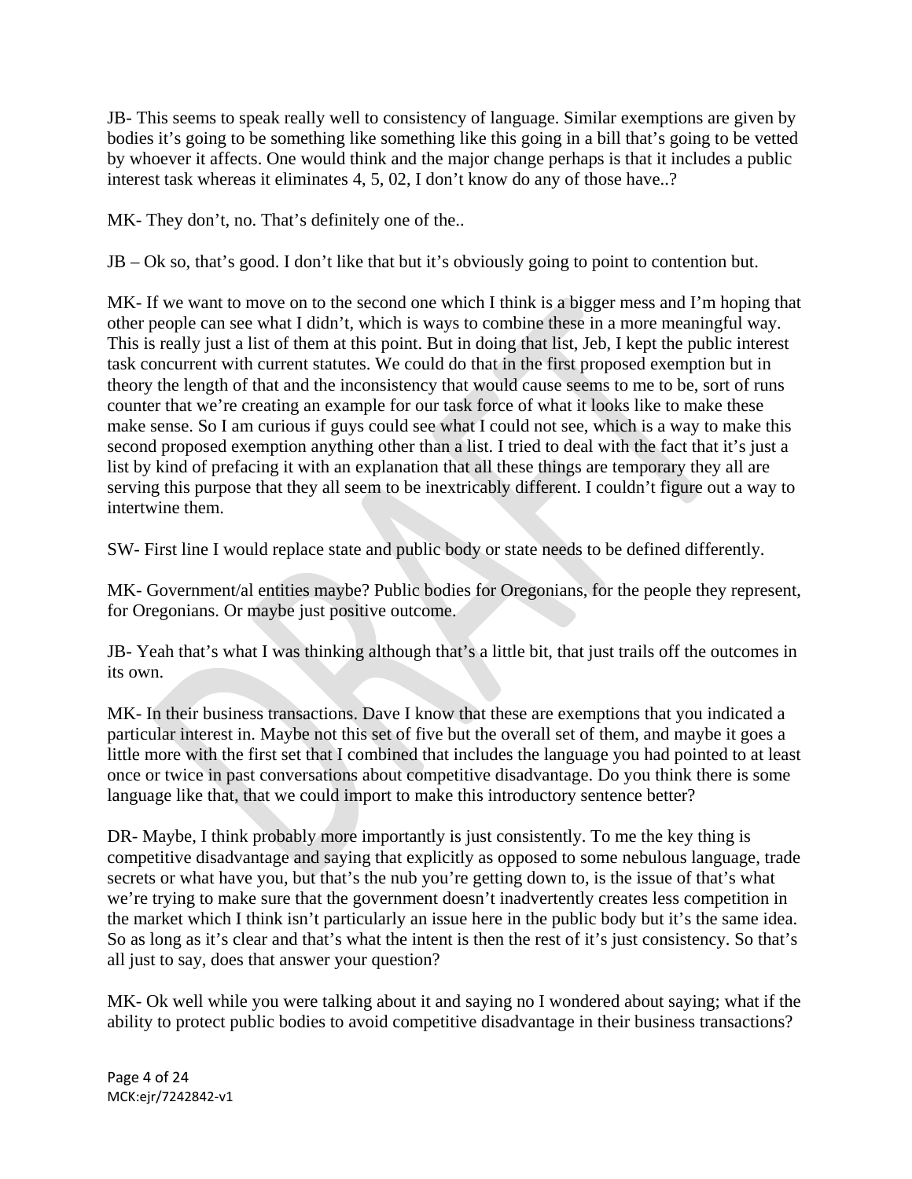JB- This seems to speak really well to consistency of language. Similar exemptions are given by bodies it's going to be something like something like this going in a bill that's going to be vetted by whoever it affects. One would think and the major change perhaps is that it includes a public interest task whereas it eliminates 4, 5, 02, I don't know do any of those have..?

MK- They don't, no. That's definitely one of the..

JB – Ok so, that's good. I don't like that but it's obviously going to point to contention but.

MK- If we want to move on to the second one which I think is a bigger mess and I'm hoping that other people can see what I didn't, which is ways to combine these in a more meaningful way. This is really just a list of them at this point. But in doing that list, Jeb, I kept the public interest task concurrent with current statutes. We could do that in the first proposed exemption but in theory the length of that and the inconsistency that would cause seems to me to be, sort of runs counter that we're creating an example for our task force of what it looks like to make these make sense. So I am curious if guys could see what I could not see, which is a way to make this second proposed exemption anything other than a list. I tried to deal with the fact that it's just a list by kind of prefacing it with an explanation that all these things are temporary they all are serving this purpose that they all seem to be inextricably different. I couldn't figure out a way to intertwine them.

SW- First line I would replace state and public body or state needs to be defined differently.

MK- Government/al entities maybe? Public bodies for Oregonians, for the people they represent, for Oregonians. Or maybe just positive outcome.

JB- Yeah that's what I was thinking although that's a little bit, that just trails off the outcomes in its own.

MK- In their business transactions. Dave I know that these are exemptions that you indicated a particular interest in. Maybe not this set of five but the overall set of them, and maybe it goes a little more with the first set that I combined that includes the language you had pointed to at least once or twice in past conversations about competitive disadvantage. Do you think there is some language like that, that we could import to make this introductory sentence better?

DR- Maybe, I think probably more importantly is just consistently. To me the key thing is competitive disadvantage and saying that explicitly as opposed to some nebulous language, trade secrets or what have you, but that's the nub you're getting down to, is the issue of that's what we're trying to make sure that the government doesn't inadvertently creates less competition in the market which I think isn't particularly an issue here in the public body but it's the same idea. So as long as it's clear and that's what the intent is then the rest of it's just consistency. So that's all just to say, does that answer your question?

MK- Ok well while you were talking about it and saying no I wondered about saying; what if the ability to protect public bodies to avoid competitive disadvantage in their business transactions?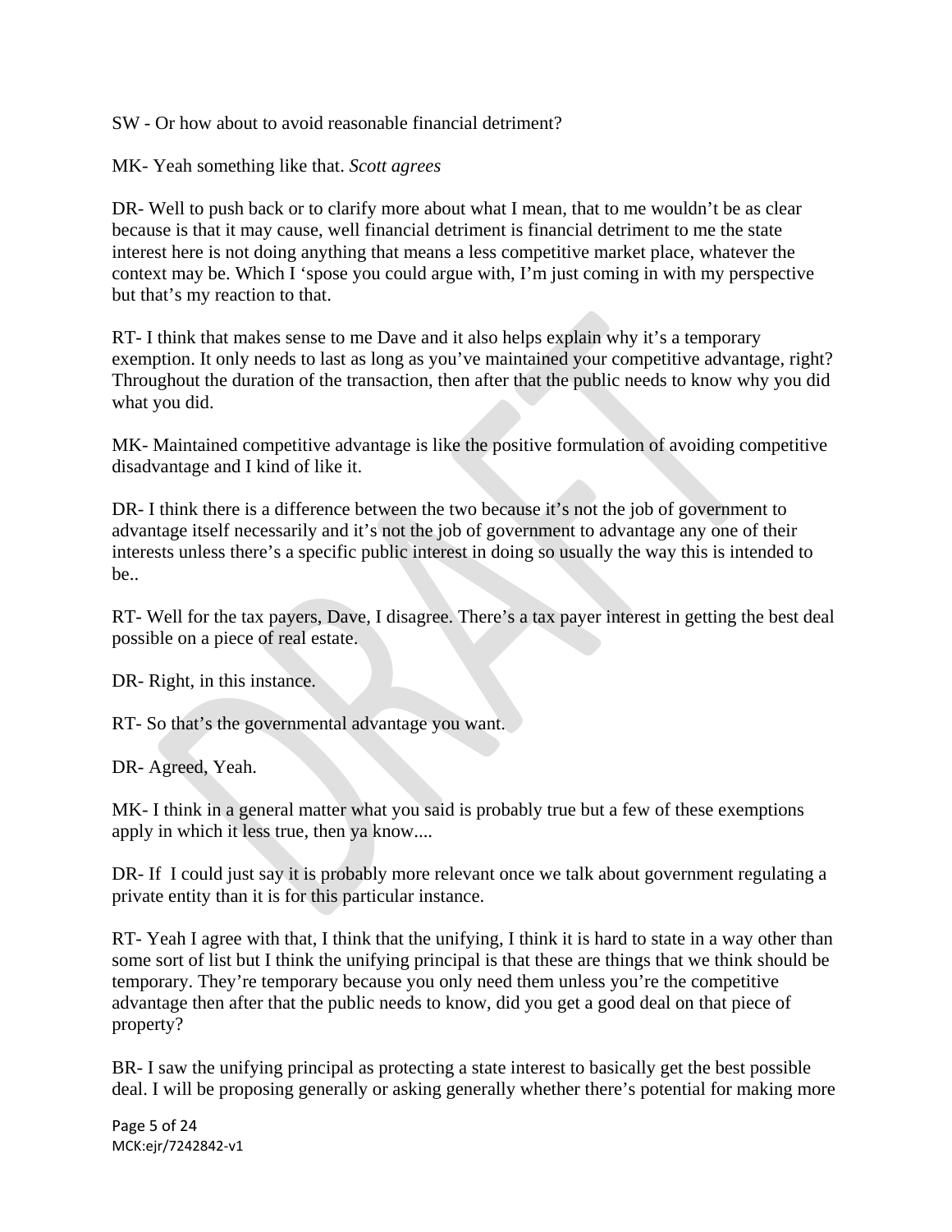SW - Or how about to avoid reasonable financial detriment?

MK- Yeah something like that. *Scott agrees*

DR- Well to push back or to clarify more about what I mean, that to me wouldn't be as clear because is that it may cause, well financial detriment is financial detriment to me the state interest here is not doing anything that means a less competitive market place, whatever the context may be. Which I 'spose you could argue with, I'm just coming in with my perspective but that's my reaction to that.

RT- I think that makes sense to me Dave and it also helps explain why it's a temporary exemption. It only needs to last as long as you've maintained your competitive advantage, right? Throughout the duration of the transaction, then after that the public needs to know why you did what you did.

MK- Maintained competitive advantage is like the positive formulation of avoiding competitive disadvantage and I kind of like it.

DR- I think there is a difference between the two because it's not the job of government to advantage itself necessarily and it's not the job of government to advantage any one of their interests unless there's a specific public interest in doing so usually the way this is intended to be..

RT- Well for the tax payers, Dave, I disagree. There's a tax payer interest in getting the best deal possible on a piece of real estate.

DR- Right, in this instance.

RT- So that's the governmental advantage you want.

DR- Agreed, Yeah.

MK- I think in a general matter what you said is probably true but a few of these exemptions apply in which it less true, then ya know....

DR- If I could just say it is probably more relevant once we talk about government regulating a private entity than it is for this particular instance.

RT- Yeah I agree with that, I think that the unifying, I think it is hard to state in a way other than some sort of list but I think the unifying principal is that these are things that we think should be temporary. They're temporary because you only need them unless you're the competitive advantage then after that the public needs to know, did you get a good deal on that piece of property?

BR- I saw the unifying principal as protecting a state interest to basically get the best possible deal. I will be proposing generally or asking generally whether there's potential for making more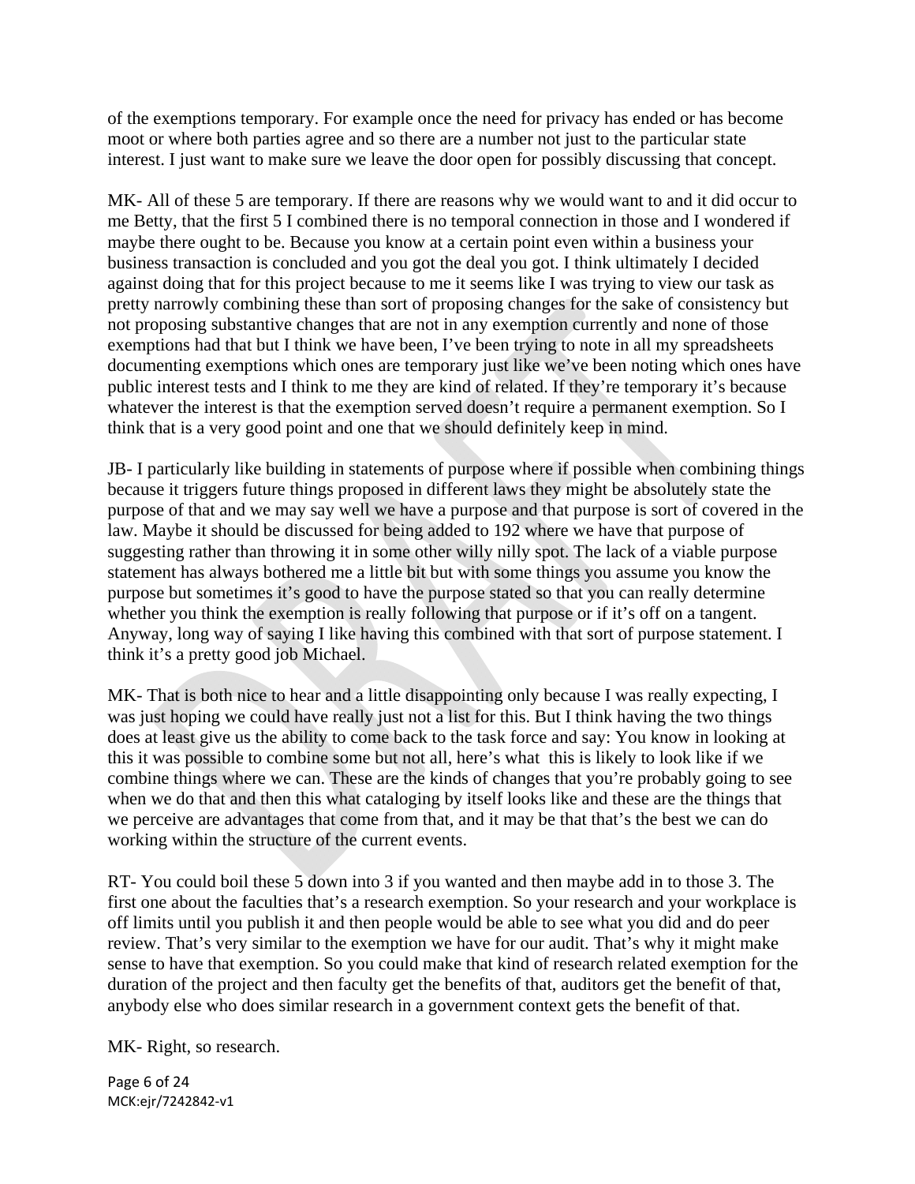of the exemptions temporary. For example once the need for privacy has ended or has become moot or where both parties agree and so there are a number not just to the particular state interest. I just want to make sure we leave the door open for possibly discussing that concept.

MK- All of these 5 are temporary. If there are reasons why we would want to and it did occur to me Betty, that the first 5 I combined there is no temporal connection in those and I wondered if maybe there ought to be. Because you know at a certain point even within a business your business transaction is concluded and you got the deal you got. I think ultimately I decided against doing that for this project because to me it seems like I was trying to view our task as pretty narrowly combining these than sort of proposing changes for the sake of consistency but not proposing substantive changes that are not in any exemption currently and none of those exemptions had that but I think we have been, I've been trying to note in all my spreadsheets documenting exemptions which ones are temporary just like we've been noting which ones have public interest tests and I think to me they are kind of related. If they're temporary it's because whatever the interest is that the exemption served doesn't require a permanent exemption. So I think that is a very good point and one that we should definitely keep in mind.

JB- I particularly like building in statements of purpose where if possible when combining things because it triggers future things proposed in different laws they might be absolutely state the purpose of that and we may say well we have a purpose and that purpose is sort of covered in the law. Maybe it should be discussed for being added to 192 where we have that purpose of suggesting rather than throwing it in some other willy nilly spot. The lack of a viable purpose statement has always bothered me a little bit but with some things you assume you know the purpose but sometimes it's good to have the purpose stated so that you can really determine whether you think the exemption is really following that purpose or if it's off on a tangent. Anyway, long way of saying I like having this combined with that sort of purpose statement. I think it's a pretty good job Michael.

MK- That is both nice to hear and a little disappointing only because I was really expecting, I was just hoping we could have really just not a list for this. But I think having the two things does at least give us the ability to come back to the task force and say: You know in looking at this it was possible to combine some but not all, here's what this is likely to look like if we combine things where we can. These are the kinds of changes that you're probably going to see when we do that and then this what cataloging by itself looks like and these are the things that we perceive are advantages that come from that, and it may be that that's the best we can do working within the structure of the current events.

RT- You could boil these 5 down into 3 if you wanted and then maybe add in to those 3. The first one about the faculties that's a research exemption. So your research and your workplace is off limits until you publish it and then people would be able to see what you did and do peer review. That's very similar to the exemption we have for our audit. That's why it might make sense to have that exemption. So you could make that kind of research related exemption for the duration of the project and then faculty get the benefits of that, auditors get the benefit of that, anybody else who does similar research in a government context gets the benefit of that.

MK- Right, so research.

MCK:ejr/7242842-v1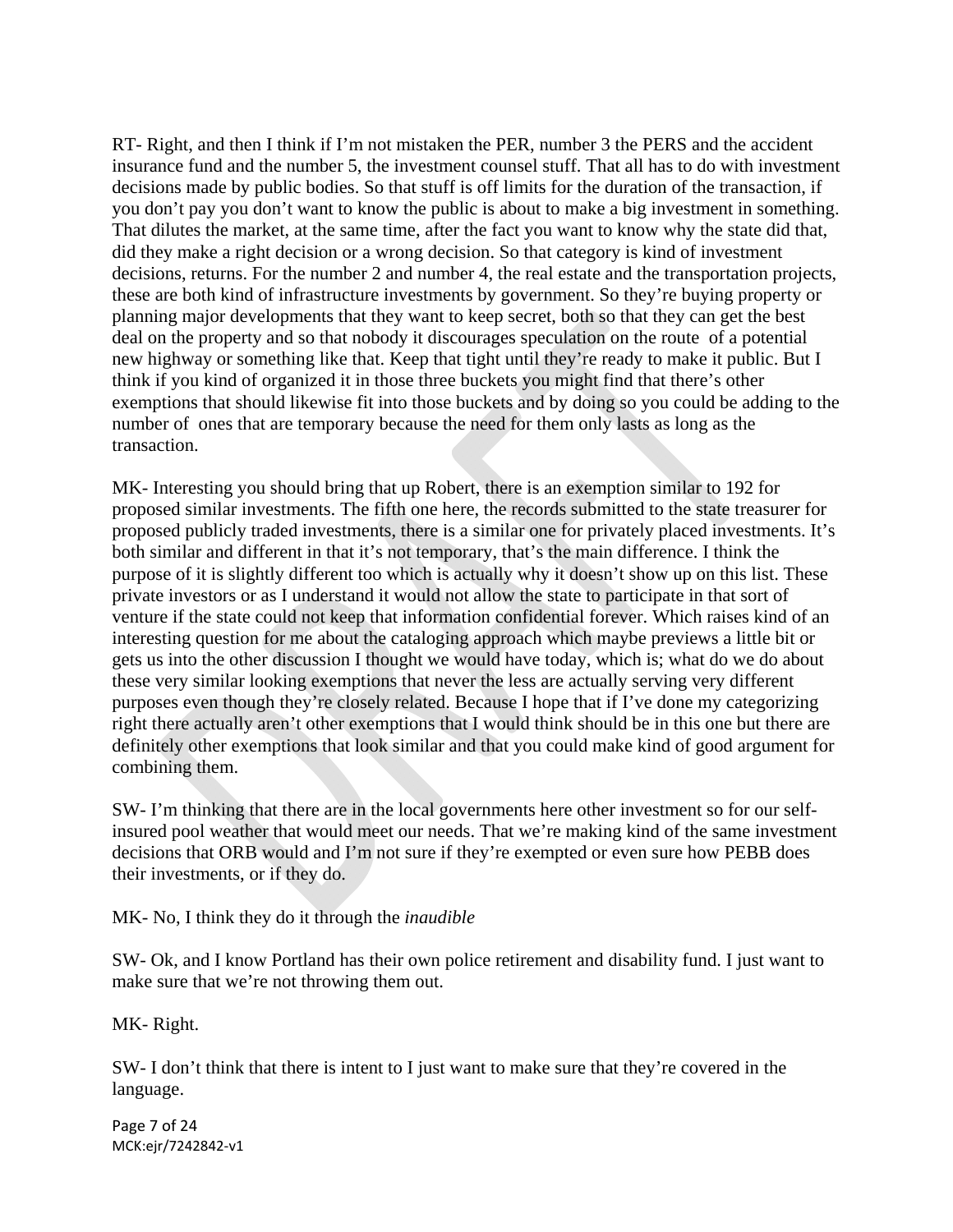RT- Right, and then I think if I'm not mistaken the PER, number 3 the PERS and the accident insurance fund and the number 5, the investment counsel stuff. That all has to do with investment decisions made by public bodies. So that stuff is off limits for the duration of the transaction, if you don't pay you don't want to know the public is about to make a big investment in something. That dilutes the market, at the same time, after the fact you want to know why the state did that, did they make a right decision or a wrong decision. So that category is kind of investment decisions, returns. For the number 2 and number 4, the real estate and the transportation projects, these are both kind of infrastructure investments by government. So they're buying property or planning major developments that they want to keep secret, both so that they can get the best deal on the property and so that nobody it discourages speculation on the route of a potential new highway or something like that. Keep that tight until they're ready to make it public. But I think if you kind of organized it in those three buckets you might find that there's other exemptions that should likewise fit into those buckets and by doing so you could be adding to the number of ones that are temporary because the need for them only lasts as long as the transaction.

MK- Interesting you should bring that up Robert, there is an exemption similar to 192 for proposed similar investments. The fifth one here, the records submitted to the state treasurer for proposed publicly traded investments, there is a similar one for privately placed investments. It's both similar and different in that it's not temporary, that's the main difference. I think the purpose of it is slightly different too which is actually why it doesn't show up on this list. These private investors or as I understand it would not allow the state to participate in that sort of venture if the state could not keep that information confidential forever. Which raises kind of an interesting question for me about the cataloging approach which maybe previews a little bit or gets us into the other discussion I thought we would have today, which is; what do we do about these very similar looking exemptions that never the less are actually serving very different purposes even though they're closely related. Because I hope that if I've done my categorizing right there actually aren't other exemptions that I would think should be in this one but there are definitely other exemptions that look similar and that you could make kind of good argument for combining them.

SW- I'm thinking that there are in the local governments here other investment so for our self-insured pool weather that would meet our needs. That we're making kind of the same investment decisions that ORB would and I'm not sure if they're exempted or even sure how PEBB does their investments, or if they do.

MK- No, I think they do it through the *inaudible*

SW- Ok, and I know Portland has their own police retirement and disability fund. I just want to make sure that we're not throwing them out.

MK- Right.

SW- I don't think that there is intent to I just want to make sure that they're covered in the language.

MCK:ejr/7242842-v1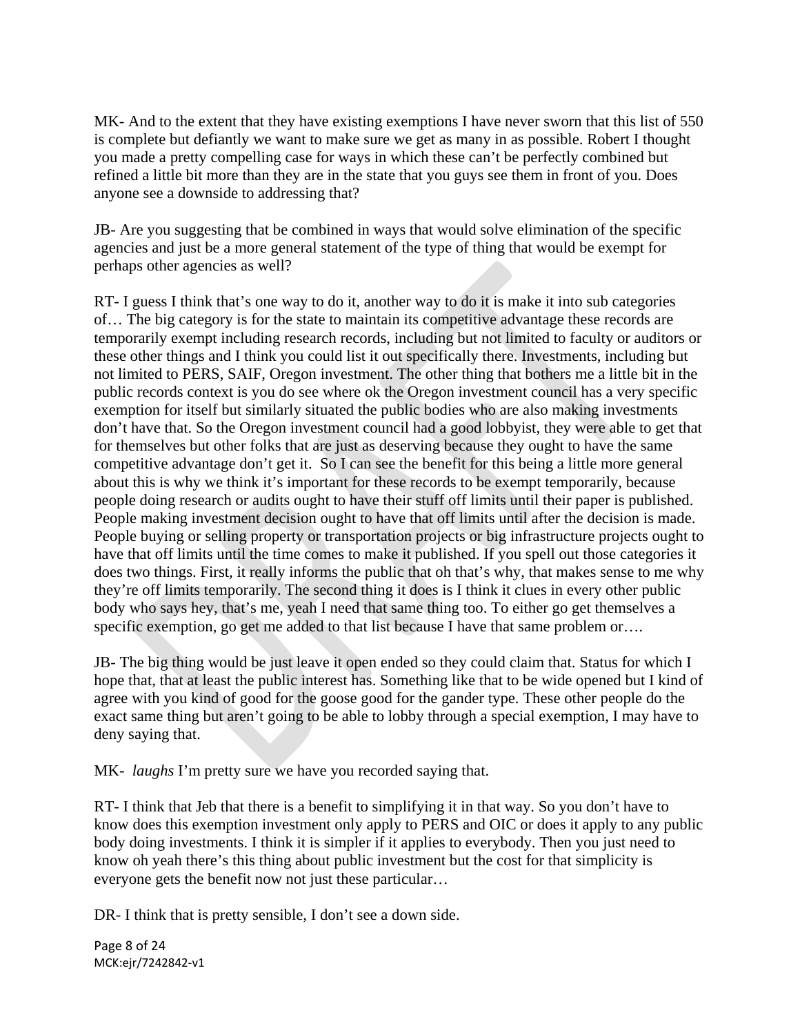MK- And to the extent that they have existing exemptions I have never sworn that this list of 550 is complete but defiantly we want to make sure we get as many in as possible. Robert I thought you made a pretty compelling case for ways in which these can't be perfectly combined but refined a little bit more than they are in the state that you guys see them in front of you. Does anyone see a downside to addressing that?

JB- Are you suggesting that be combined in ways that would solve elimination of the specific agencies and just be a more general statement of the type of thing that would be exempt for perhaps other agencies as well?

RT- I guess I think that's one way to do it, another way to do it is make it into sub categories of… The big category is for the state to maintain its competitive advantage these records are temporarily exempt including research records, including but not limited to faculty or auditors or these other things and I think you could list it out specifically there. Investments, including but not limited to PERS, SAIF, Oregon investment. The other thing that bothers me a little bit in the public records context is you do see where ok the Oregon investment council has a very specific exemption for itself but similarly situated the public bodies who are also making investments don't have that. So the Oregon investment council had a good lobbyist, they were able to get that for themselves but other folks that are just as deserving because they ought to have the same competitive advantage don't get it. So I can see the benefit for this being a little more general about this is why we think it's important for these records to be exempt temporarily, because people doing research or audits ought to have their stuff off limits until their paper is published. People making investment decision ought to have that off limits until after the decision is made. People buying or selling property or transportation projects or big infrastructure projects ought to have that off limits until the time comes to make it published. If you spell out those categories it does two things. First, it really informs the public that oh that's why, that makes sense to me why they're off limits temporarily. The second thing it does is I think it clues in every other public body who says hey, that's me, yeah I need that same thing too. To either go get themselves a specific exemption, go get me added to that list because I have that same problem or….

JB- The big thing would be just leave it open ended so they could claim that. Status for which I hope that, that at least the public interest has. Something like that to be wide opened but I kind of agree with you kind of good for the goose good for the gander type. These other people do the exact same thing but aren't going to be able to lobby through a special exemption, I may have to deny saying that.

MK- *laughs* I'm pretty sure we have you recorded saying that.

RT- I think that Jeb that there is a benefit to simplifying it in that way. So you don't have to know does this exemption investment only apply to PERS and OIC or does it apply to any public body doing investments. I think it is simpler if it applies to everybody. Then you just need to know oh yeah there's this thing about public investment but the cost for that simplicity is everyone gets the benefit now not just these particular…

DR- I think that is pretty sensible, I don't see a down side.

MCK:ejr/7242842-v1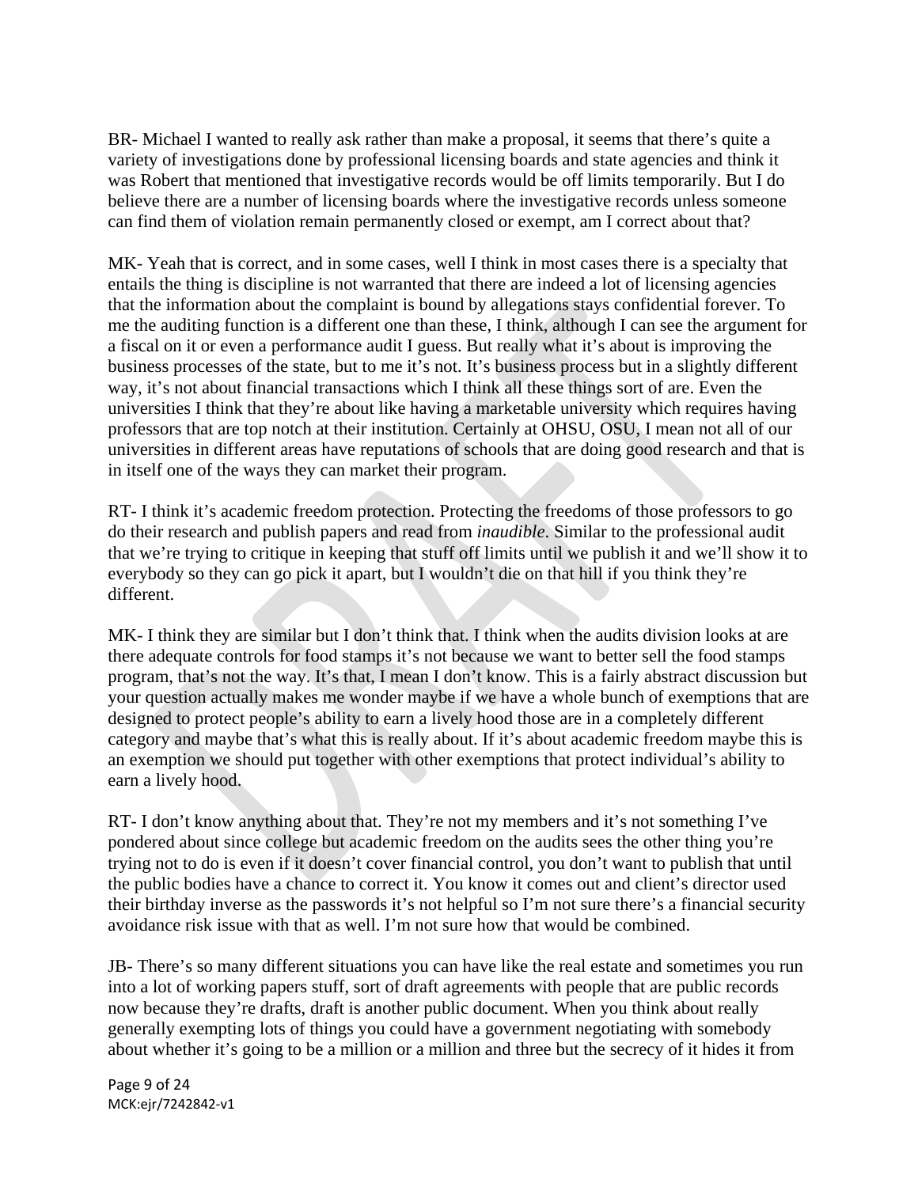BR- Michael I wanted to really ask rather than make a proposal, it seems that there's quite a variety of investigations done by professional licensing boards and state agencies and think it was Robert that mentioned that investigative records would be off limits temporarily. But I do believe there are a number of licensing boards where the investigative records unless someone can find them of violation remain permanently closed or exempt, am I correct about that?

MK- Yeah that is correct, and in some cases, well I think in most cases there is a specialty that entails the thing is discipline is not warranted that there are indeed a lot of licensing agencies that the information about the complaint is bound by allegations stays confidential forever. To me the auditing function is a different one than these, I think, although I can see the argument for a fiscal on it or even a performance audit I guess. But really what it's about is improving the business processes of the state, but to me it's not. It's business process but in a slightly different way, it's not about financial transactions which I think all these things sort of are. Even the universities I think that they're about like having a marketable university which requires having professors that are top notch at their institution. Certainly at OHSU, OSU, I mean not all of our universities in different areas have reputations of schools that are doing good research and that is in itself one of the ways they can market their program.

RT- I think it's academic freedom protection. Protecting the freedoms of those professors to go do their research and publish papers and read from *inaudible*. Similar to the professional audit that we're trying to critique in keeping that stuff off limits until we publish it and we'll show it to everybody so they can go pick it apart, but I wouldn't die on that hill if you think they're different.

MK- I think they are similar but I don't think that. I think when the audits division looks at are there adequate controls for food stamps it's not because we want to better sell the food stamps program, that's not the way. It's that, I mean I don't know. This is a fairly abstract discussion but your question actually makes me wonder maybe if we have a whole bunch of exemptions that are designed to protect people's ability to earn a lively hood those are in a completely different category and maybe that's what this is really about. If it's about academic freedom maybe this is an exemption we should put together with other exemptions that protect individual's ability to earn a lively hood.

RT- I don't know anything about that. They're not my members and it's not something I've pondered about since college but academic freedom on the audits sees the other thing you're trying not to do is even if it doesn't cover financial control, you don't want to publish that until the public bodies have a chance to correct it. You know it comes out and client's director used their birthday inverse as the passwords it's not helpful so I'm not sure there's a financial security avoidance risk issue with that as well. I'm not sure how that would be combined.

JB- There's so many different situations you can have like the real estate and sometimes you run into a lot of working papers stuff, sort of draft agreements with people that are public records now because they're drafts, draft is another public document. When you think about really generally exempting lots of things you could have a government negotiating with somebody about whether it's going to be a million or a million and three but the secrecy of it hides it from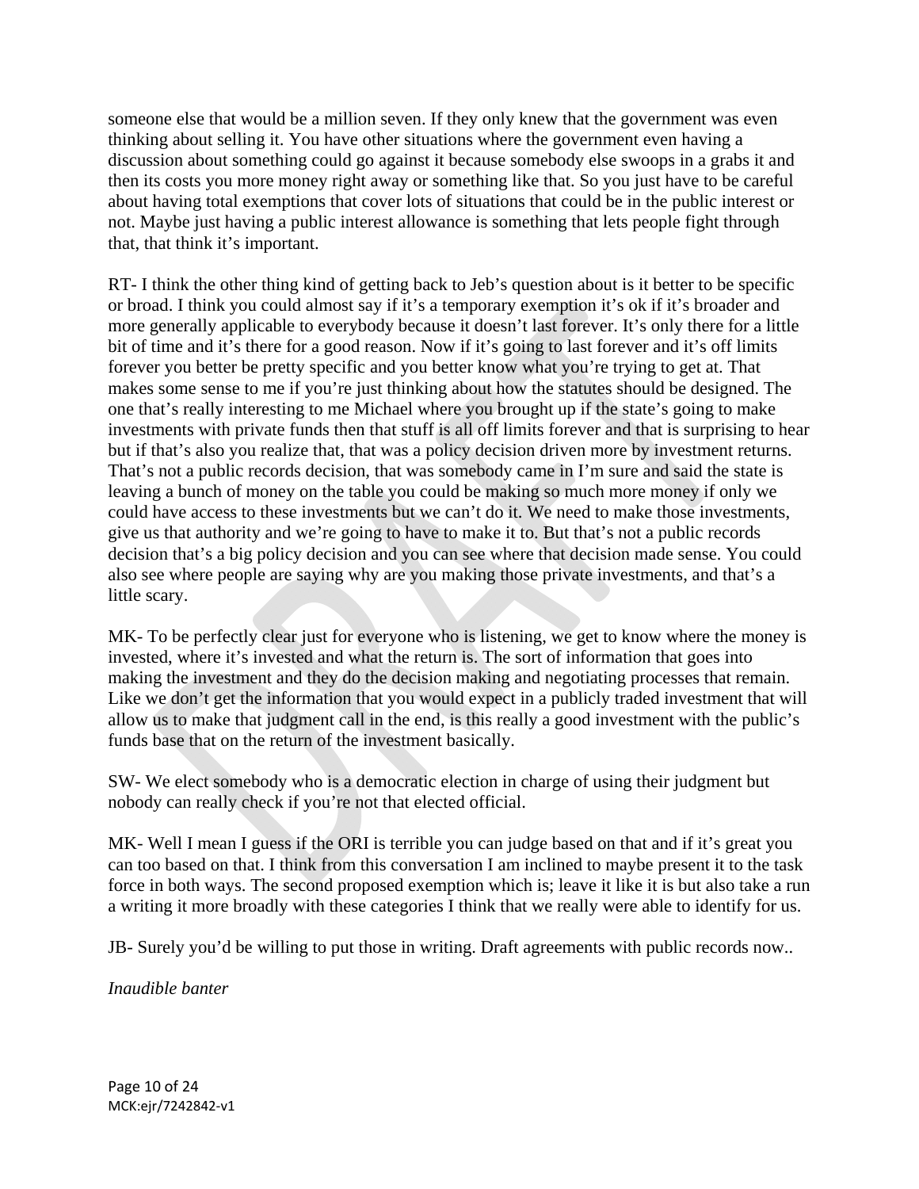someone else that would be a million seven. If they only knew that the government was even thinking about selling it. You have other situations where the government even having a discussion about something could go against it because somebody else swoops in a grabs it and then its costs you more money right away or something like that. So you just have to be careful about having total exemptions that cover lots of situations that could be in the public interest or not. Maybe just having a public interest allowance is something that lets people fight through that, that think it's important.

RT- I think the other thing kind of getting back to Jeb's question about is it better to be specific or broad. I think you could almost say if it's a temporary exemption it's ok if it's broader and more generally applicable to everybody because it doesn't last forever. It's only there for a little bit of time and it's there for a good reason. Now if it's going to last forever and it's off limits forever you better be pretty specific and you better know what you're trying to get at. That makes some sense to me if you're just thinking about how the statutes should be designed. The one that's really interesting to me Michael where you brought up if the state's going to make investments with private funds then that stuff is all off limits forever and that is surprising to hear but if that's also you realize that, that was a policy decision driven more by investment returns. That's not a public records decision, that was somebody came in I'm sure and said the state is leaving a bunch of money on the table you could be making so much more money if only we could have access to these investments but we can't do it. We need to make those investments, give us that authority and we're going to have to make it to. But that's not a public records decision that's a big policy decision and you can see where that decision made sense. You could also see where people are saying why are you making those private investments, and that's a little scary.

MK- To be perfectly clear just for everyone who is listening, we get to know where the money is invested, where it's invested and what the return is. The sort of information that goes into making the investment and they do the decision making and negotiating processes that remain. Like we don't get the information that you would expect in a publicly traded investment that will allow us to make that judgment call in the end, is this really a good investment with the public's funds base that on the return of the investment basically.

SW- We elect somebody who is a democratic election in charge of using their judgment but nobody can really check if you're not that elected official.

MK- Well I mean I guess if the ORI is terrible you can judge based on that and if it's great you can too based on that. I think from this conversation I am inclined to maybe present it to the task force in both ways. The second proposed exemption which is; leave it like it is but also take a run a writing it more broadly with these categories I think that we really were able to identify for us.

JB- Surely you'd be willing to put those in writing. Draft agreements with public records now..

*Inaudible banter*

MCK:ejr/7242842-v1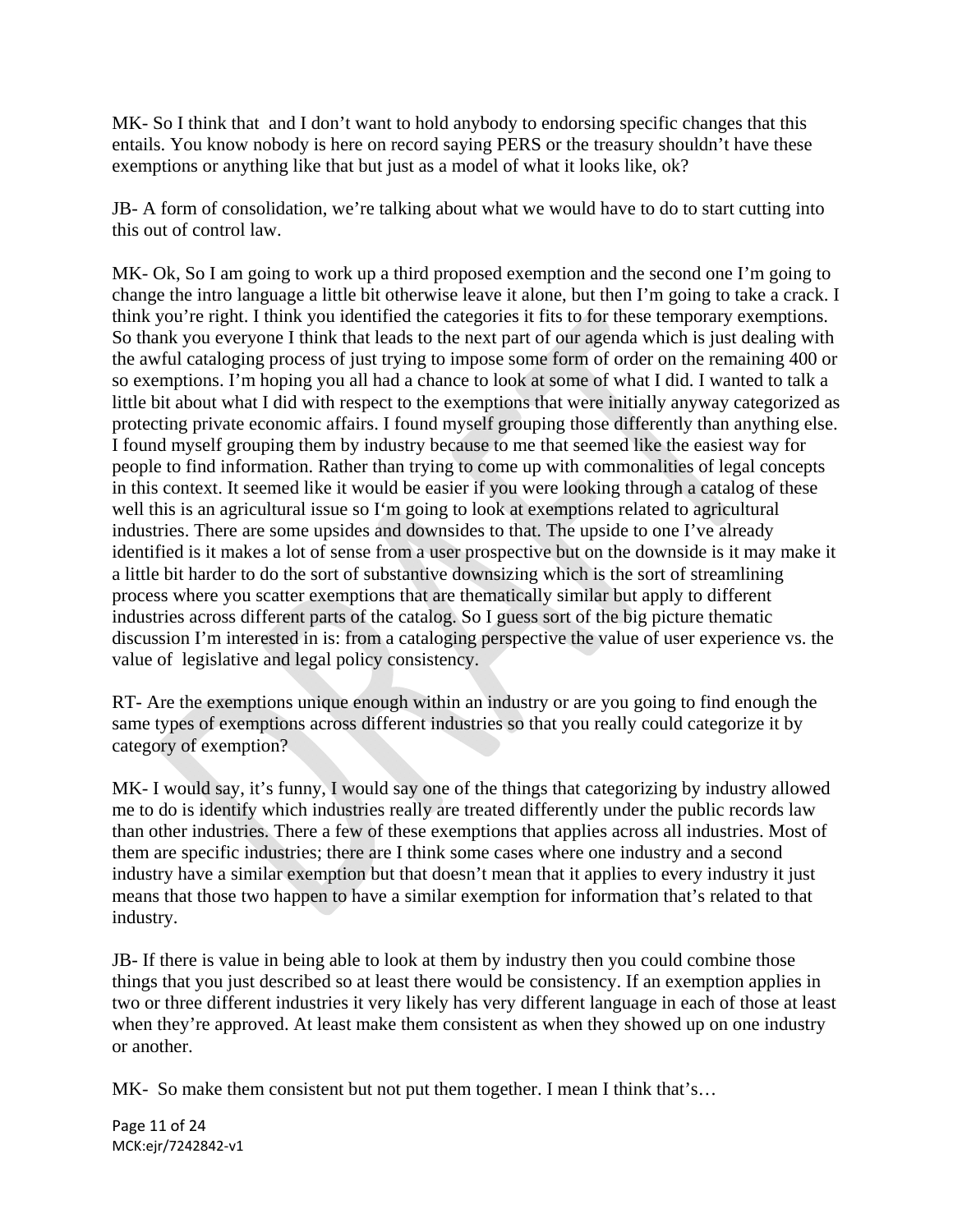MK- So I think that and I don't want to hold anybody to endorsing specific changes that this entails. You know nobody is here on record saying PERS or the treasury shouldn't have these exemptions or anything like that but just as a model of what it looks like, ok?

JB- A form of consolidation, we're talking about what we would have to do to start cutting into this out of control law.

MK- Ok, So I am going to work up a third proposed exemption and the second one I'm going to change the intro language a little bit otherwise leave it alone, but then I'm going to take a crack. I think you're right. I think you identified the categories it fits to for these temporary exemptions. So thank you everyone I think that leads to the next part of our agenda which is just dealing with the awful cataloging process of just trying to impose some form of order on the remaining 400 or so exemptions. I'm hoping you all had a chance to look at some of what I did. I wanted to talk a little bit about what I did with respect to the exemptions that were initially anyway categorized as protecting private economic affairs. I found myself grouping those differently than anything else. I found myself grouping them by industry because to me that seemed like the easiest way for people to find information. Rather than trying to come up with commonalities of legal concepts in this context. It seemed like it would be easier if you were looking through a catalog of these well this is an agricultural issue so I'm going to look at exemptions related to agricultural industries. There are some upsides and downsides to that. The upside to one I've already identified is it makes a lot of sense from a user prospective but on the downside is it may make it a little bit harder to do the sort of substantive downsizing which is the sort of streamlining process where you scatter exemptions that are thematically similar but apply to different industries across different parts of the catalog. So I guess sort of the big picture thematic discussion I'm interested in is: from a cataloging perspective the value of user experience vs. the value of legislative and legal policy consistency.

RT- Are the exemptions unique enough within an industry or are you going to find enough the same types of exemptions across different industries so that you really could categorize it by category of exemption?

MK- I would say, it's funny, I would say one of the things that categorizing by industry allowed me to do is identify which industries really are treated differently under the public records law than other industries. There a few of these exemptions that applies across all industries. Most of them are specific industries; there are I think some cases where one industry and a second industry have a similar exemption but that doesn't mean that it applies to every industry it just means that those two happen to have a similar exemption for information that's related to that industry.

JB- If there is value in being able to look at them by industry then you could combine those things that you just described so at least there would be consistency. If an exemption applies in two or three different industries it very likely has very different language in each of those at least when they're approved. At least make them consistent as when they showed up on one industry or another.

MK- So make them consistent but not put them together. I mean I think that's…

MCK:ejr/7242842-v1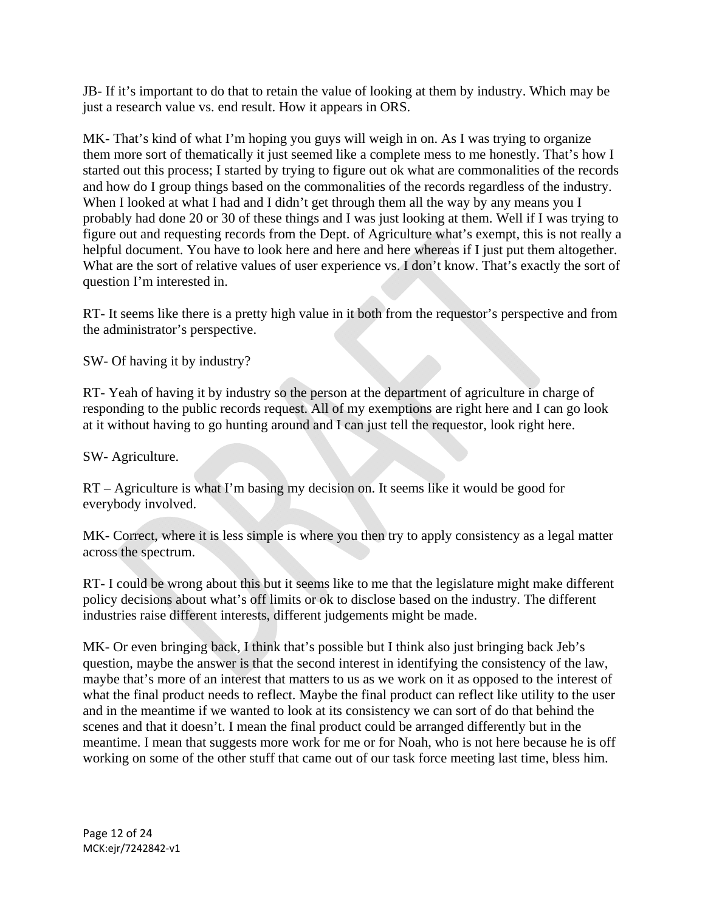JB- If it's important to do that to retain the value of looking at them by industry. Which may be just a research value vs. end result. How it appears in ORS.

MK- That's kind of what I'm hoping you guys will weigh in on. As I was trying to organize them more sort of thematically it just seemed like a complete mess to me honestly. That's how I started out this process; I started by trying to figure out ok what are commonalities of the records and how do I group things based on the commonalities of the records regardless of the industry. When I looked at what I had and I didn't get through them all the way by any means you I probably had done 20 or 30 of these things and I was just looking at them. Well if I was trying to figure out and requesting records from the Dept. of Agriculture what's exempt, this is not really a helpful document. You have to look here and here and here whereas if I just put them altogether. What are the sort of relative values of user experience vs. I don't know. That's exactly the sort of question I'm interested in.

RT- It seems like there is a pretty high value in it both from the requestor's perspective and from the administrator's perspective.

SW- Of having it by industry?

RT- Yeah of having it by industry so the person at the department of agriculture in charge of responding to the public records request. All of my exemptions are right here and I can go look at it without having to go hunting around and I can just tell the requestor, look right here.

SW- Agriculture.

RT – Agriculture is what I'm basing my decision on. It seems like it would be good for everybody involved.

MK- Correct, where it is less simple is where you then try to apply consistency as a legal matter across the spectrum.

RT- I could be wrong about this but it seems like to me that the legislature might make different policy decisions about what's off limits or ok to disclose based on the industry. The different industries raise different interests, different judgements might be made.

MK- Or even bringing back, I think that's possible but I think also just bringing back Jeb's question, maybe the answer is that the second interest in identifying the consistency of the law, maybe that's more of an interest that matters to us as we work on it as opposed to the interest of what the final product needs to reflect. Maybe the final product can reflect like utility to the user and in the meantime if we wanted to look at its consistency we can sort of do that behind the scenes and that it doesn't. I mean the final product could be arranged differently but in the meantime. I mean that suggests more work for me or for Noah, who is not here because he is off working on some of the other stuff that came out of our task force meeting last time, bless him.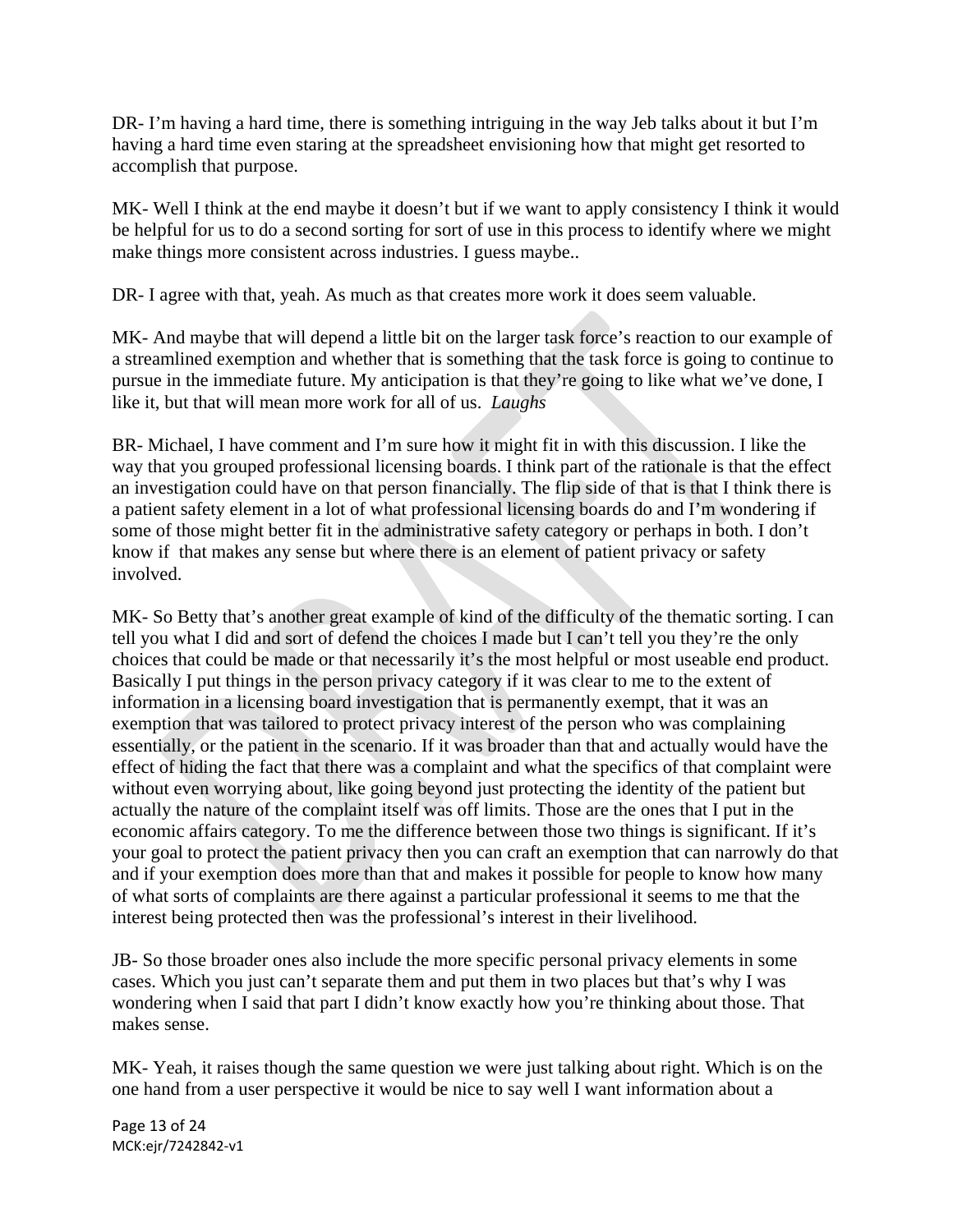DR- I'm having a hard time, there is something intriguing in the way Jeb talks about it but I'm having a hard time even staring at the spreadsheet envisioning how that might get resorted to accomplish that purpose.

MK- Well I think at the end maybe it doesn't but if we want to apply consistency I think it would be helpful for us to do a second sorting for sort of use in this process to identify where we might make things more consistent across industries. I guess maybe..

DR- I agree with that, yeah. As much as that creates more work it does seem valuable.

MK- And maybe that will depend a little bit on the larger task force's reaction to our example of a streamlined exemption and whether that is something that the task force is going to continue to pursue in the immediate future. My anticipation is that they're going to like what we've done, I like it, but that will mean more work for all of us. *Laughs*

BR- Michael, I have comment and I'm sure how it might fit in with this discussion. I like the way that you grouped professional licensing boards. I think part of the rationale is that the effect an investigation could have on that person financially. The flip side of that is that I think there is a patient safety element in a lot of what professional licensing boards do and I'm wondering if some of those might better fit in the administrative safety category or perhaps in both. I don't know if that makes any sense but where there is an element of patient privacy or safety involved.

MK- So Betty that's another great example of kind of the difficulty of the thematic sorting. I can tell you what I did and sort of defend the choices I made but I can't tell you they're the only choices that could be made or that necessarily it's the most helpful or most useable end product. Basically I put things in the person privacy category if it was clear to me to the extent of information in a licensing board investigation that is permanently exempt, that it was an exemption that was tailored to protect privacy interest of the person who was complaining essentially, or the patient in the scenario. If it was broader than that and actually would have the effect of hiding the fact that there was a complaint and what the specifics of that complaint were without even worrying about, like going beyond just protecting the identity of the patient but actually the nature of the complaint itself was off limits. Those are the ones that I put in the economic affairs category. To me the difference between those two things is significant. If it's your goal to protect the patient privacy then you can craft an exemption that can narrowly do that and if your exemption does more than that and makes it possible for people to know how many of what sorts of complaints are there against a particular professional it seems to me that the interest being protected then was the professional's interest in their livelihood.

JB- So those broader ones also include the more specific personal privacy elements in some cases. Which you just can't separate them and put them in two places but that's why I was wondering when I said that part I didn't know exactly how you're thinking about those. That makes sense.

MK- Yeah, it raises though the same question we were just talking about right. Which is on the one hand from a user perspective it would be nice to say well I want information about a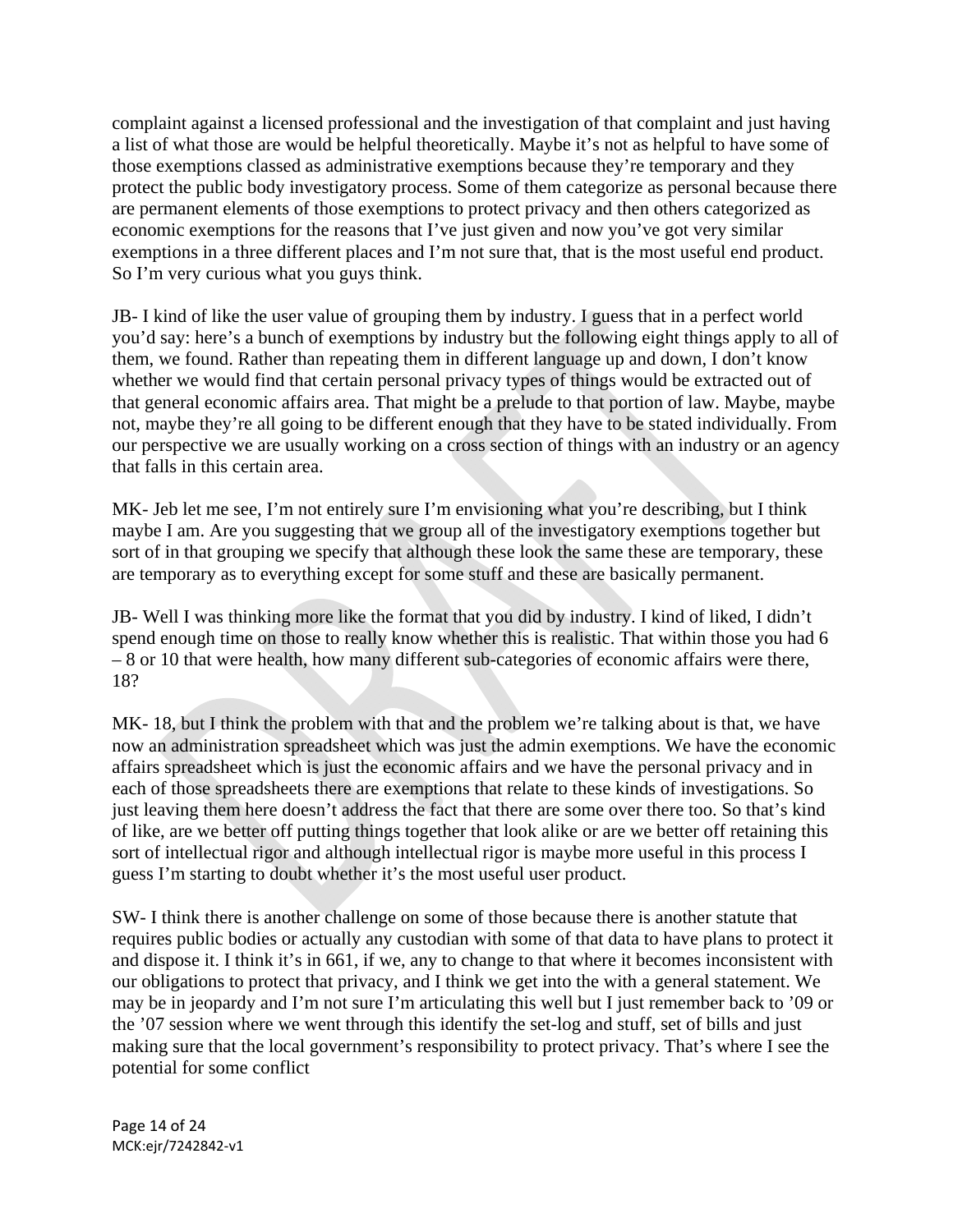complaint against a licensed professional and the investigation of that complaint and just having a list of what those are would be helpful theoretically. Maybe it's not as helpful to have some of those exemptions classed as administrative exemptions because they're temporary and they protect the public body investigatory process. Some of them categorize as personal because there are permanent elements of those exemptions to protect privacy and then others categorized as economic exemptions for the reasons that I've just given and now you've got very similar exemptions in a three different places and I'm not sure that, that is the most useful end product. So I'm very curious what you guys think.

JB- I kind of like the user value of grouping them by industry. I guess that in a perfect world you'd say: here's a bunch of exemptions by industry but the following eight things apply to all of them, we found. Rather than repeating them in different language up and down, I don't know whether we would find that certain personal privacy types of things would be extracted out of that general economic affairs area. That might be a prelude to that portion of law. Maybe, maybe not, maybe they're all going to be different enough that they have to be stated individually. From our perspective we are usually working on a cross section of things with an industry or an agency that falls in this certain area.

MK- Jeb let me see, I'm not entirely sure I'm envisioning what you're describing, but I think maybe I am. Are you suggesting that we group all of the investigatory exemptions together but sort of in that grouping we specify that although these look the same these are temporary, these are temporary as to everything except for some stuff and these are basically permanent.

JB- Well I was thinking more like the format that you did by industry. I kind of liked, I didn't spend enough time on those to really know whether this is realistic. That within those you had 6 – 8 or 10 that were health, how many different sub-categories of economic affairs were there, 18?

MK- 18, but I think the problem with that and the problem we're talking about is that, we have now an administration spreadsheet which was just the admin exemptions. We have the economic affairs spreadsheet which is just the economic affairs and we have the personal privacy and in each of those spreadsheets there are exemptions that relate to these kinds of investigations. So just leaving them here doesn't address the fact that there are some over there too. So that's kind of like, are we better off putting things together that look alike or are we better off retaining this sort of intellectual rigor and although intellectual rigor is maybe more useful in this process I guess I'm starting to doubt whether it's the most useful user product.

SW- I think there is another challenge on some of those because there is another statute that requires public bodies or actually any custodian with some of that data to have plans to protect it and dispose it. I think it's in 661, if we, any to change to that where it becomes inconsistent with our obligations to protect that privacy, and I think we get into the with a general statement. We may be in jeopardy and I'm not sure I'm articulating this well but I just remember back to '09 or the '07 session where we went through this identify the set-log and stuff, set of bills and just making sure that the local government's responsibility to protect privacy. That's where I see the potential for some conflict

MCK:ejr/7242842-v1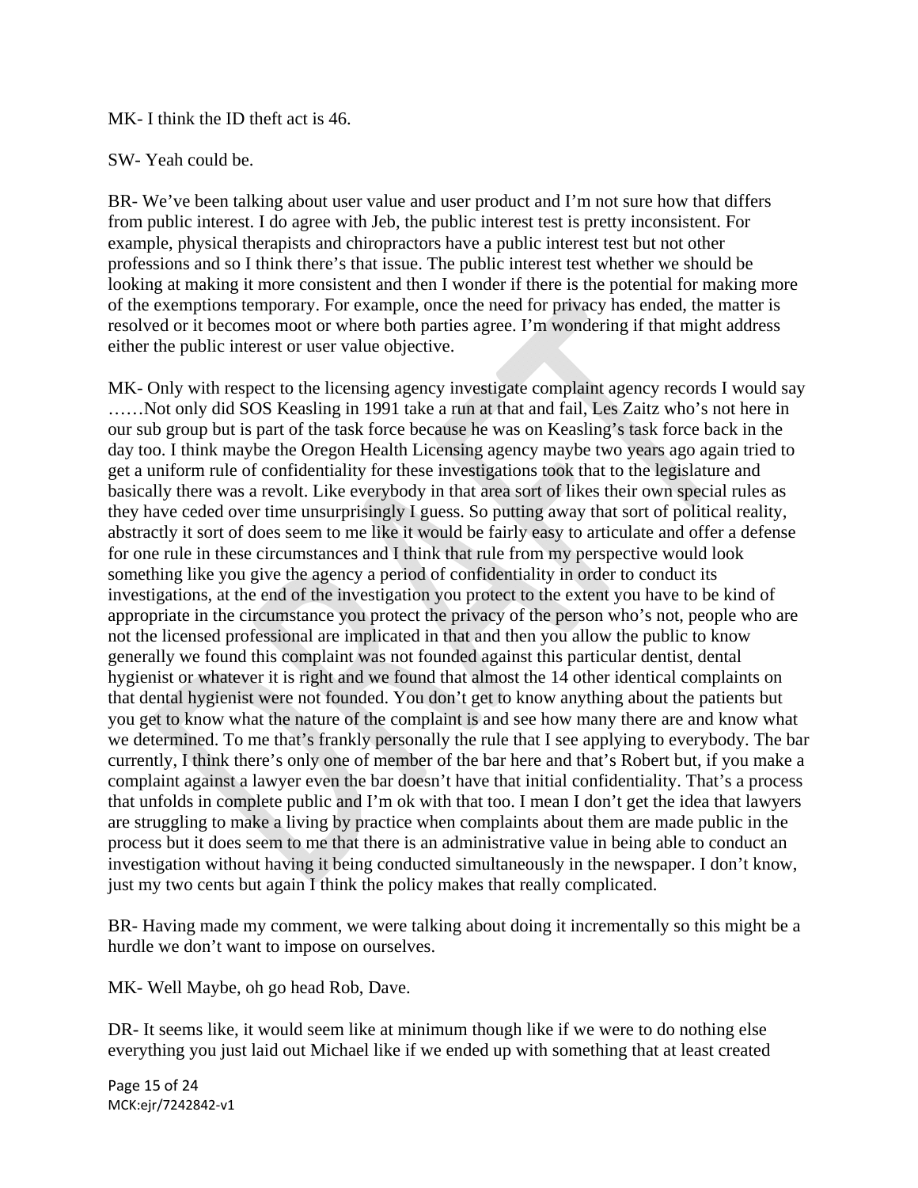MK- I think the ID theft act is 46.

SW- Yeah could be.

BR- We've been talking about user value and user product and I'm not sure how that differs from public interest. I do agree with Jeb, the public interest test is pretty inconsistent. For example, physical therapists and chiropractors have a public interest test but not other professions and so I think there's that issue. The public interest test whether we should be looking at making it more consistent and then I wonder if there is the potential for making more of the exemptions temporary. For example, once the need for privacy has ended, the matter is resolved or it becomes moot or where both parties agree. I'm wondering if that might address either the public interest or user value objective.

MK- Only with respect to the licensing agency investigate complaint agency records I would say ……Not only did SOS Keasling in 1991 take a run at that and fail, Les Zaitz who's not here in our sub group but is part of the task force because he was on Keasling's task force back in the day too. I think maybe the Oregon Health Licensing agency maybe two years ago again tried to get a uniform rule of confidentiality for these investigations took that to the legislature and basically there was a revolt. Like everybody in that area sort of likes their own special rules as they have ceded over time unsurprisingly I guess. So putting away that sort of political reality, abstractly it sort of does seem to me like it would be fairly easy to articulate and offer a defense for one rule in these circumstances and I think that rule from my perspective would look something like you give the agency a period of confidentiality in order to conduct its investigations, at the end of the investigation you protect to the extent you have to be kind of appropriate in the circumstance you protect the privacy of the person who's not, people who are not the licensed professional are implicated in that and then you allow the public to know generally we found this complaint was not founded against this particular dentist, dental hygienist or whatever it is right and we found that almost the 14 other identical complaints on that dental hygienist were not founded. You don't get to know anything about the patients but you get to know what the nature of the complaint is and see how many there are and know what we determined. To me that's frankly personally the rule that I see applying to everybody. The bar currently, I think there's only one of member of the bar here and that's Robert but, if you make a complaint against a lawyer even the bar doesn't have that initial confidentiality. That's a process that unfolds in complete public and I'm ok with that too. I mean I don't get the idea that lawyers are struggling to make a living by practice when complaints about them are made public in the process but it does seem to me that there is an administrative value in being able to conduct an investigation without having it being conducted simultaneously in the newspaper. I don't know, just my two cents but again I think the policy makes that really complicated.

BR- Having made my comment, we were talking about doing it incrementally so this might be a hurdle we don't want to impose on ourselves.

MK- Well Maybe, oh go head Rob, Dave.

DR- It seems like, it would seem like at minimum though like if we were to do nothing else everything you just laid out Michael like if we ended up with something that at least created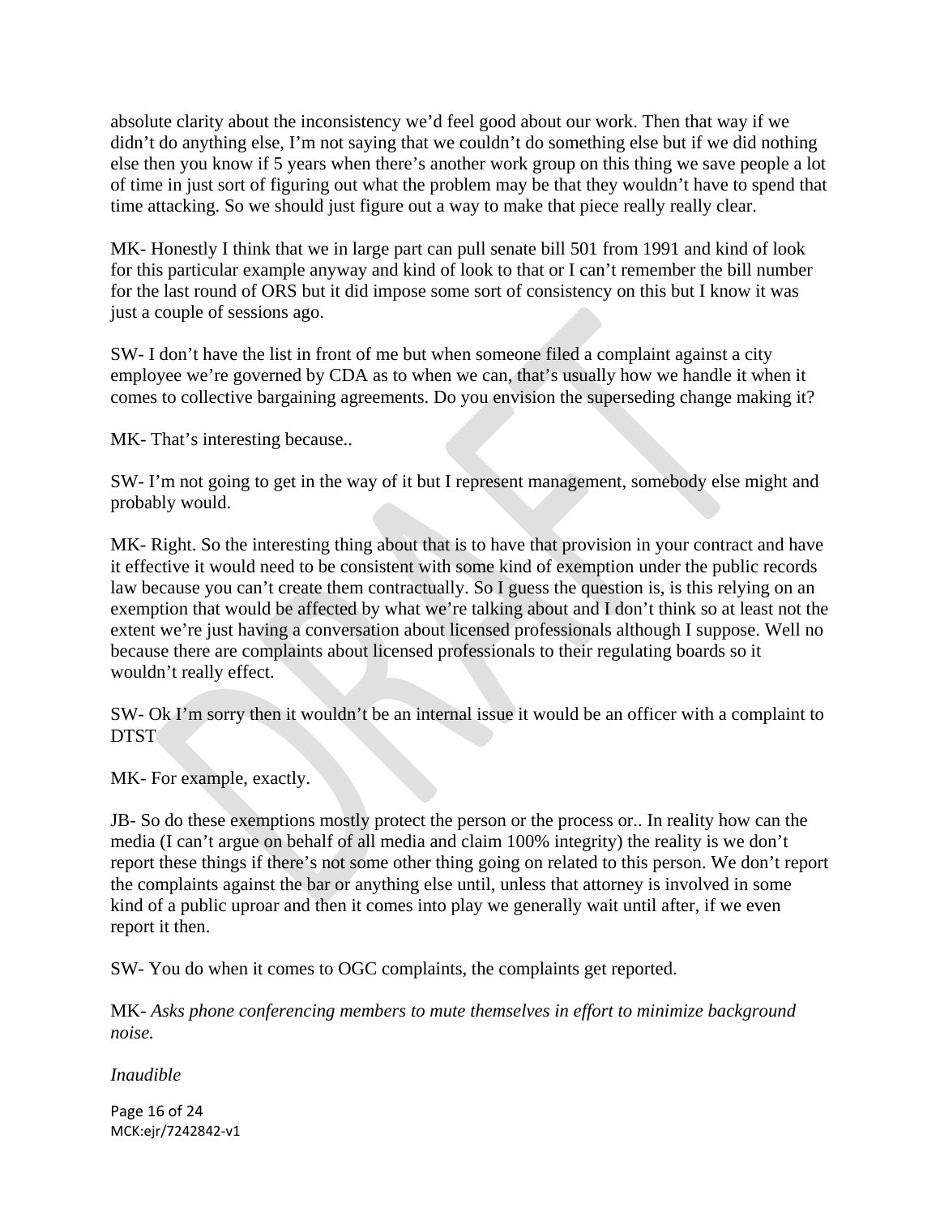absolute clarity about the inconsistency we'd feel good about our work. Then that way if we didn't do anything else, I'm not saying that we couldn't do something else but if we did nothing else then you know if 5 years when there's another work group on this thing we save people a lot of time in just sort of figuring out what the problem may be that they wouldn't have to spend that time attacking. So we should just figure out a way to make that piece really really clear.

MK- Honestly I think that we in large part can pull senate bill 501 from 1991 and kind of look for this particular example anyway and kind of look to that or I can't remember the bill number for the last round of ORS but it did impose some sort of consistency on this but I know it was just a couple of sessions ago.

SW- I don't have the list in front of me but when someone filed a complaint against a city employee we're governed by CDA as to when we can, that's usually how we handle it when it comes to collective bargaining agreements. Do you envision the superseding change making it?

MK- That's interesting because..

SW- I'm not going to get in the way of it but I represent management, somebody else might and probably would.

MK- Right. So the interesting thing about that is to have that provision in your contract and have it effective it would need to be consistent with some kind of exemption under the public records law because you can't create them contractually. So I guess the question is, is this relying on an exemption that would be affected by what we're talking about and I don't think so at least not the extent we're just having a conversation about licensed professionals although I suppose. Well no because there are complaints about licensed professionals to their regulating boards so it wouldn't really effect.

SW- Ok I'm sorry then it wouldn't be an internal issue it would be an officer with a complaint to DTST

MK- For example, exactly.

JB- So do these exemptions mostly protect the person or the process or.. In reality how can the media (I can't argue on behalf of all media and claim 100% integrity) the reality is we don't report these things if there's not some other thing going on related to this person. We don't report the complaints against the bar or anything else until, unless that attorney is involved in some kind of a public uproar and then it comes into play we generally wait until after, if we even report it then.

SW- You do when it comes to OGC complaints, the complaints get reported.

MK- *Asks phone conferencing members to mute themselves in effort to minimize background noise.*

*Inaudible*

MCK:ejr/7242842-v1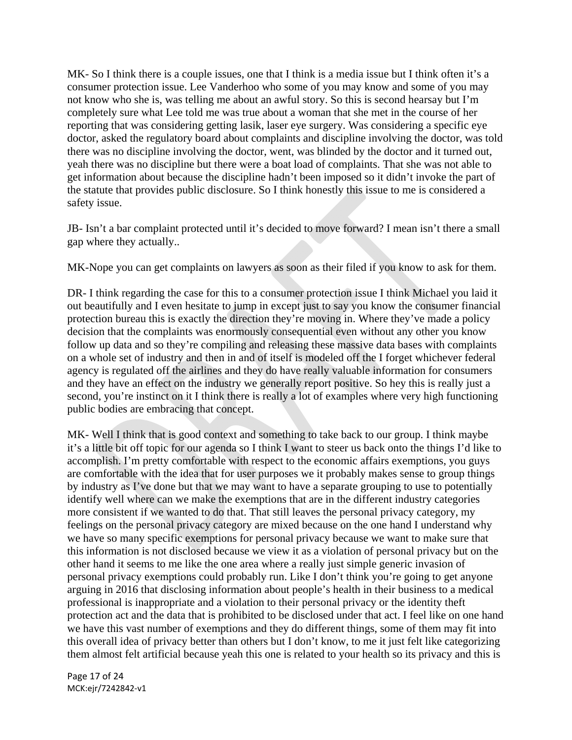MK- So I think there is a couple issues, one that I think is a media issue but I think often it's a consumer protection issue. Lee Vanderhoo who some of you may know and some of you may not know who she is, was telling me about an awful story. So this is second hearsay but I'm completely sure what Lee told me was true about a woman that she met in the course of her reporting that was considering getting lasik, laser eye surgery. Was considering a specific eye doctor, asked the regulatory board about complaints and discipline involving the doctor, was told there was no discipline involving the doctor, went, was blinded by the doctor and it turned out, yeah there was no discipline but there were a boat load of complaints. That she was not able to get information about because the discipline hadn't been imposed so it didn't invoke the part of the statute that provides public disclosure. So I think honestly this issue to me is considered a safety issue.

JB- Isn't a bar complaint protected until it's decided to move forward? I mean isn't there a small gap where they actually..

MK-Nope you can get complaints on lawyers as soon as their filed if you know to ask for them.

DR- I think regarding the case for this to a consumer protection issue I think Michael you laid it out beautifully and I even hesitate to jump in except just to say you know the consumer financial protection bureau this is exactly the direction they're moving in. Where they've made a policy decision that the complaints was enormously consequential even without any other you know follow up data and so they're compiling and releasing these massive data bases with complaints on a whole set of industry and then in and of itself is modeled off the I forget whichever federal agency is regulated off the airlines and they do have really valuable information for consumers and they have an effect on the industry we generally report positive. So hey this is really just a second, you're instinct on it I think there is really a lot of examples where very high functioning public bodies are embracing that concept.

MK- Well I think that is good context and something to take back to our group. I think maybe it's a little bit off topic for our agenda so I think I want to steer us back onto the things I'd like to accomplish. I'm pretty comfortable with respect to the economic affairs exemptions, you guys are comfortable with the idea that for user purposes we it probably makes sense to group things by industry as I've done but that we may want to have a separate grouping to use to potentially identify well where can we make the exemptions that are in the different industry categories more consistent if we wanted to do that. That still leaves the personal privacy category, my feelings on the personal privacy category are mixed because on the one hand I understand why we have so many specific exemptions for personal privacy because we want to make sure that this information is not disclosed because we view it as a violation of personal privacy but on the other hand it seems to me like the one area where a really just simple generic invasion of personal privacy exemptions could probably run. Like I don't think you're going to get anyone arguing in 2016 that disclosing information about people's health in their business to a medical professional is inappropriate and a violation to their personal privacy or the identity theft protection act and the data that is prohibited to be disclosed under that act. I feel like on one hand we have this vast number of exemptions and they do different things, some of them may fit into this overall idea of privacy better than others but I don't know, to me it just felt like categorizing them almost felt artificial because yeah this one is related to your health so its privacy and this is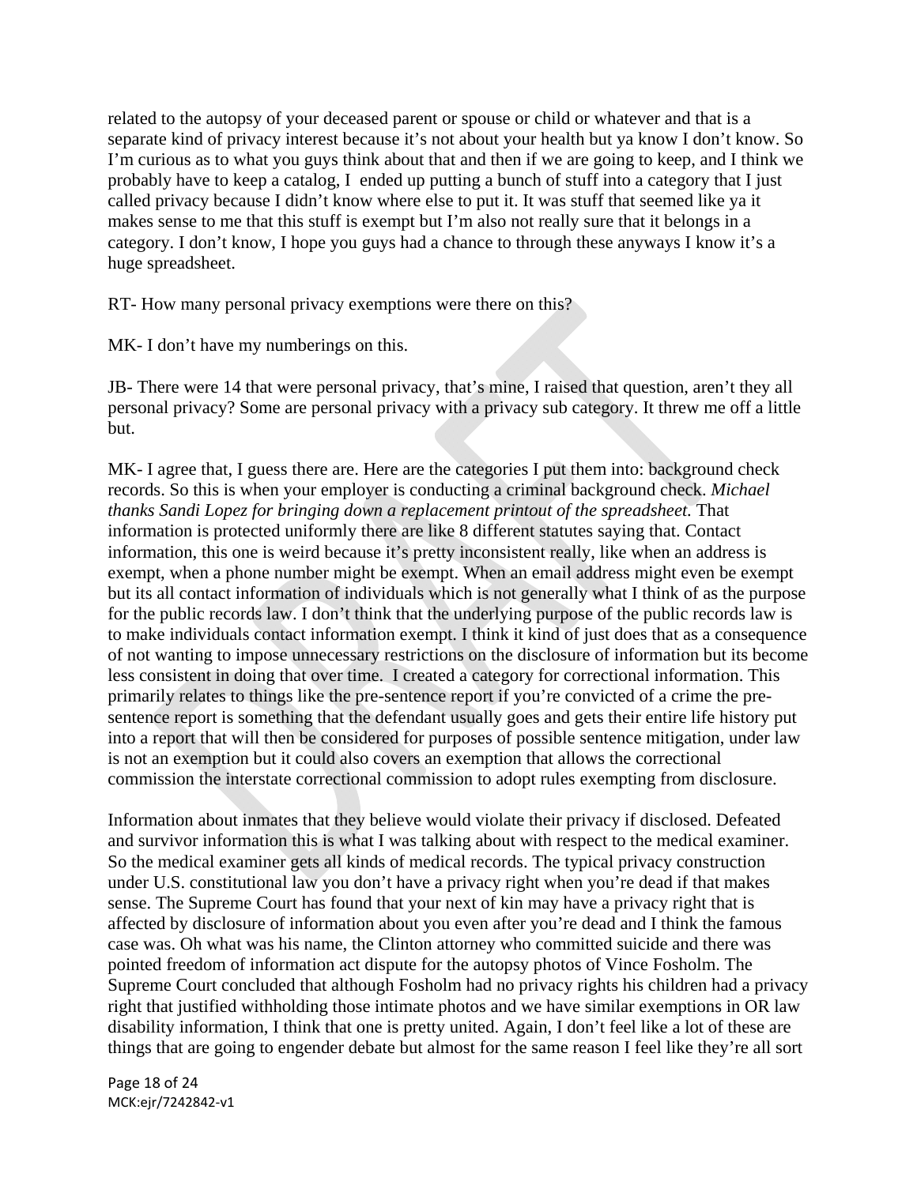related to the autopsy of your deceased parent or spouse or child or whatever and that is a separate kind of privacy interest because it's not about your health but ya know I don't know. So I'm curious as to what you guys think about that and then if we are going to keep, and I think we probably have to keep a catalog, I ended up putting a bunch of stuff into a category that I just called privacy because I didn't know where else to put it. It was stuff that seemed like ya it makes sense to me that this stuff is exempt but I'm also not really sure that it belongs in a category. I don't know, I hope you guys had a chance to through these anyways I know it's a huge spreadsheet.

RT- How many personal privacy exemptions were there on this?

MK- I don't have my numberings on this.

JB- There were 14 that were personal privacy, that's mine, I raised that question, aren't they all personal privacy? Some are personal privacy with a privacy sub category. It threw me off a little but.

MK- I agree that, I guess there are. Here are the categories I put them into: background check records. So this is when your employer is conducting a criminal background check. *Michael thanks Sandi Lopez for bringing down a replacement printout of the spreadsheet.* That information is protected uniformly there are like 8 different statutes saying that. Contact information, this one is weird because it's pretty inconsistent really, like when an address is exempt, when a phone number might be exempt. When an email address might even be exempt but its all contact information of individuals which is not generally what I think of as the purpose for the public records law. I don't think that the underlying purpose of the public records law is to make individuals contact information exempt. I think it kind of just does that as a consequence of not wanting to impose unnecessary restrictions on the disclosure of information but its become less consistent in doing that over time. I created a category for correctional information. This primarily relates to things like the pre-sentence report if you're convicted of a crime the pre-sentence report is something that the defendant usually goes and gets their entire life history put into a report that will then be considered for purposes of possible sentence mitigation, under law is not an exemption but it could also covers an exemption that allows the correctional commission the interstate correctional commission to adopt rules exempting from disclosure.

Information about inmates that they believe would violate their privacy if disclosed. Defeated and survivor information this is what I was talking about with respect to the medical examiner. So the medical examiner gets all kinds of medical records. The typical privacy construction under U.S. constitutional law you don't have a privacy right when you're dead if that makes sense. The Supreme Court has found that your next of kin may have a privacy right that is affected by disclosure of information about you even after you're dead and I think the famous case was. Oh what was his name, the Clinton attorney who committed suicide and there was pointed freedom of information act dispute for the autopsy photos of Vince Fosholm. The Supreme Court concluded that although Fosholm had no privacy rights his children had a privacy right that justified withholding those intimate photos and we have similar exemptions in OR law disability information, I think that one is pretty united. Again, I don't feel like a lot of these are things that are going to engender debate but almost for the same reason I feel like they're all sort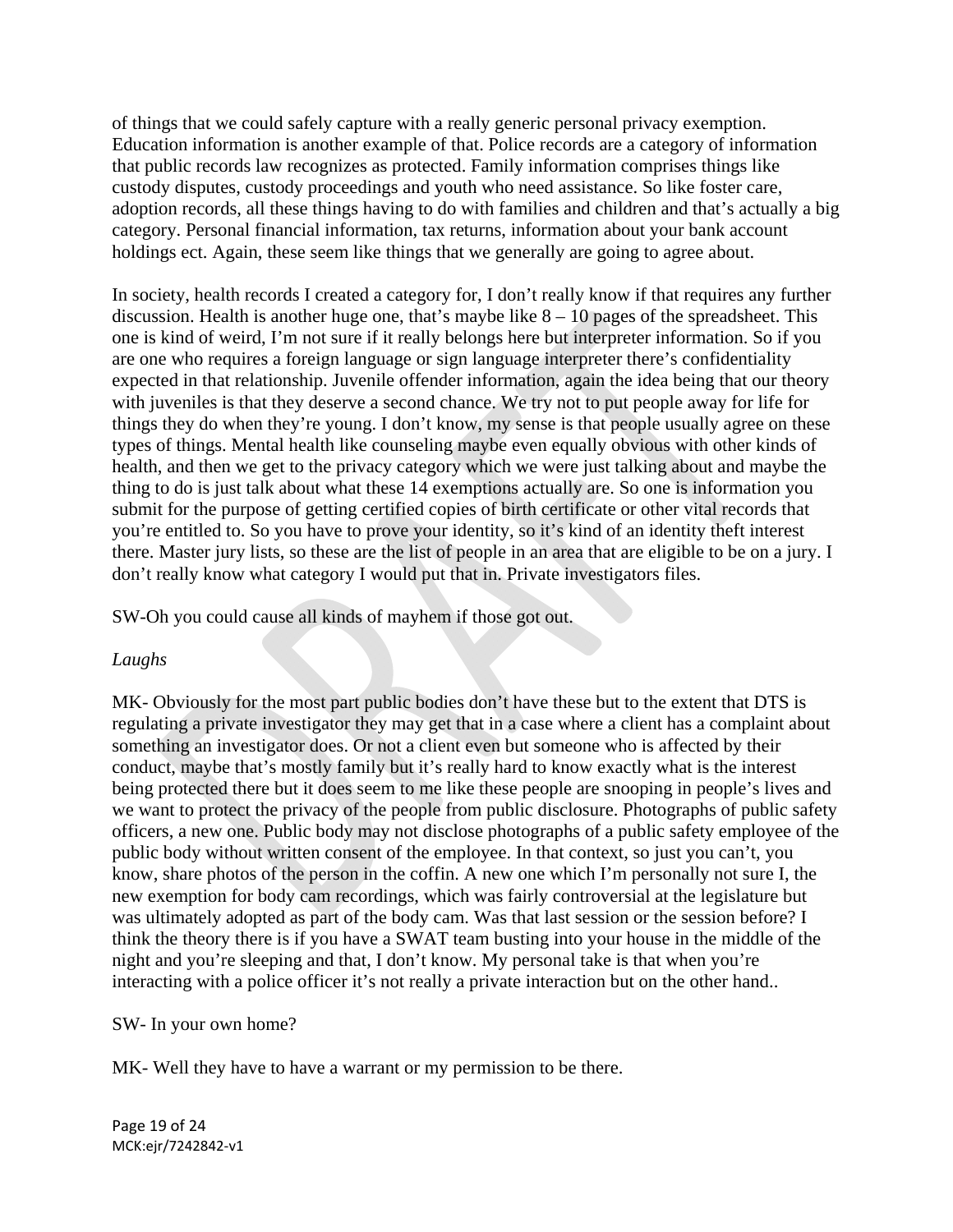of things that we could safely capture with a really generic personal privacy exemption. Education information is another example of that. Police records are a category of information that public records law recognizes as protected. Family information comprises things like custody disputes, custody proceedings and youth who need assistance. So like foster care, adoption records, all these things having to do with families and children and that's actually a big category. Personal financial information, tax returns, information about your bank account holdings ect. Again, these seem like things that we generally are going to agree about.

In society, health records I created a category for, I don't really know if that requires any further discussion. Health is another huge one, that's maybe like 8 – 10 pages of the spreadsheet. This one is kind of weird, I'm not sure if it really belongs here but interpreter information. So if you are one who requires a foreign language or sign language interpreter there's confidentiality expected in that relationship. Juvenile offender information, again the idea being that our theory with juveniles is that they deserve a second chance. We try not to put people away for life for things they do when they're young. I don't know, my sense is that people usually agree on these types of things. Mental health like counseling maybe even equally obvious with other kinds of health, and then we get to the privacy category which we were just talking about and maybe the thing to do is just talk about what these 14 exemptions actually are. So one is information you submit for the purpose of getting certified copies of birth certificate or other vital records that you're entitled to. So you have to prove your identity, so it's kind of an identity theft interest there. Master jury lists, so these are the list of people in an area that are eligible to be on a jury. I don't really know what category I would put that in. Private investigators files.

SW-Oh you could cause all kinds of mayhem if those got out.

*Laughs*

MK- Obviously for the most part public bodies don't have these but to the extent that DTS is regulating a private investigator they may get that in a case where a client has a complaint about something an investigator does. Or not a client even but someone who is affected by their conduct, maybe that's mostly family but it's really hard to know exactly what is the interest being protected there but it does seem to me like these people are snooping in people's lives and we want to protect the privacy of the people from public disclosure. Photographs of public safety officers, a new one. Public body may not disclose photographs of a public safety employee of the public body without written consent of the employee. In that context, so just you can't, you know, share photos of the person in the coffin. A new one which I'm personally not sure I, the new exemption for body cam recordings, which was fairly controversial at the legislature but was ultimately adopted as part of the body cam. Was that last session or the session before? I think the theory there is if you have a SWAT team busting into your house in the middle of the night and you're sleeping and that, I don't know. My personal take is that when you're interacting with a police officer it's not really a private interaction but on the other hand..

SW- In your own home?

MK- Well they have to have a warrant or my permission to be there.

MCK:ejr/7242842-v1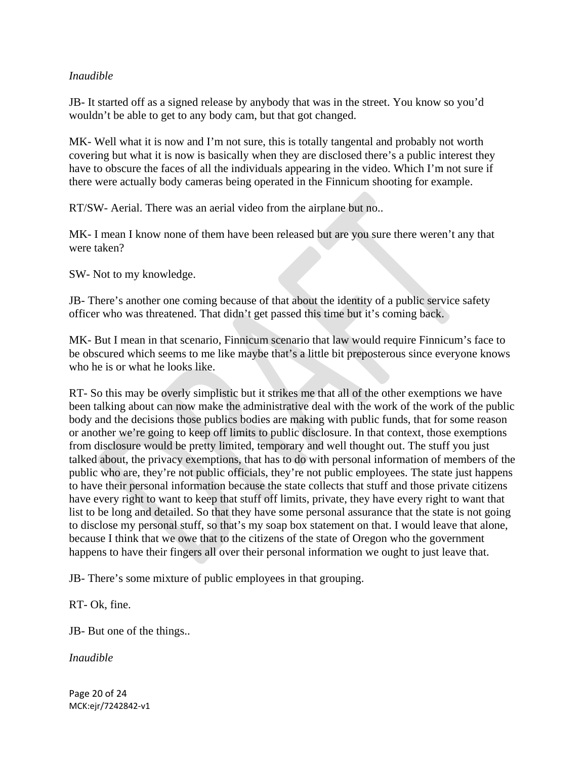*Inaudible*

JB- It started off as a signed release by anybody that was in the street. You know so you'd wouldn't be able to get to any body cam, but that got changed.

MK- Well what it is now and I'm not sure, this is totally tangental and probably not worth covering but what it is now is basically when they are disclosed there's a public interest they have to obscure the faces of all the individuals appearing in the video. Which I'm not sure if there were actually body cameras being operated in the Finnicum shooting for example.

RT/SW- Aerial. There was an aerial video from the airplane but no..

MK- I mean I know none of them have been released but are you sure there weren't any that were taken?

SW- Not to my knowledge.

JB- There's another one coming because of that about the identity of a public service safety officer who was threatened. That didn't get passed this time but it's coming back.

MK- But I mean in that scenario, Finnicum scenario that law would require Finnicum's face to be obscured which seems to me like maybe that's a little bit preposterous since everyone knows who he is or what he looks like.

RT- So this may be overly simplistic but it strikes me that all of the other exemptions we have been talking about can now make the administrative deal with the work of the work of the public body and the decisions those publics bodies are making with public funds, that for some reason or another we're going to keep off limits to public disclosure. In that context, those exemptions from disclosure would be pretty limited, temporary and well thought out. The stuff you just talked about, the privacy exemptions, that has to do with personal information of members of the public who are, they're not public officials, they're not public employees. The state just happens to have their personal information because the state collects that stuff and those private citizens have every right to want to keep that stuff off limits, private, they have every right to want that list to be long and detailed. So that they have some personal assurance that the state is not going to disclose my personal stuff, so that's my soap box statement on that. I would leave that alone, because I think that we owe that to the citizens of the state of Oregon who the government happens to have their fingers all over their personal information we ought to just leave that.

JB- There's some mixture of public employees in that grouping.

RT- Ok, fine.

JB- But one of the things..

*Inaudible*

MCK:ejr/7242842-v1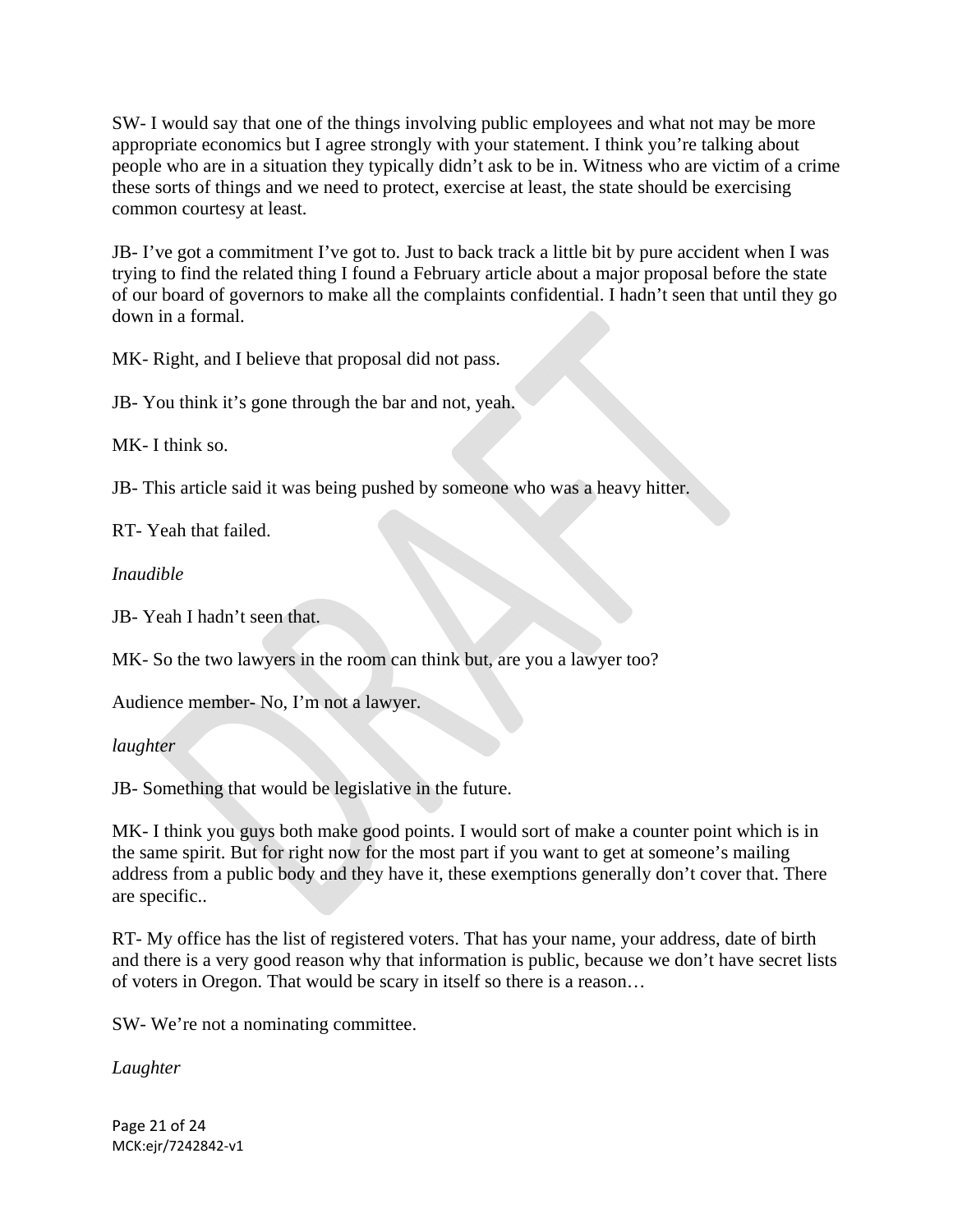SW- I would say that one of the things involving public employees and what not may be more appropriate economics but I agree strongly with your statement. I think you're talking about people who are in a situation they typically didn't ask to be in. Witness who are victim of a crime these sorts of things and we need to protect, exercise at least, the state should be exercising common courtesy at least.

JB- I've got a commitment I've got to. Just to back track a little bit by pure accident when I was trying to find the related thing I found a February article about a major proposal before the state of our board of governors to make all the complaints confidential. I hadn't seen that until they go down in a formal.

MK- Right, and I believe that proposal did not pass.

JB- You think it's gone through the bar and not, yeah.

MK- I think so.

JB- This article said it was being pushed by someone who was a heavy hitter.

RT- Yeah that failed.

*Inaudible*

JB- Yeah I hadn't seen that.

MK- So the two lawyers in the room can think but, are you a lawyer too?

Audience member- No, I'm not a lawyer.

*laughter*

JB- Something that would be legislative in the future.

MK- I think you guys both make good points. I would sort of make a counter point which is in the same spirit. But for right now for the most part if you want to get at someone's mailing address from a public body and they have it, these exemptions generally don't cover that. There are specific..

RT- My office has the list of registered voters. That has your name, your address, date of birth and there is a very good reason why that information is public, because we don't have secret lists of voters in Oregon. That would be scary in itself so there is a reason…

SW- We're not a nominating committee.

*Laughter*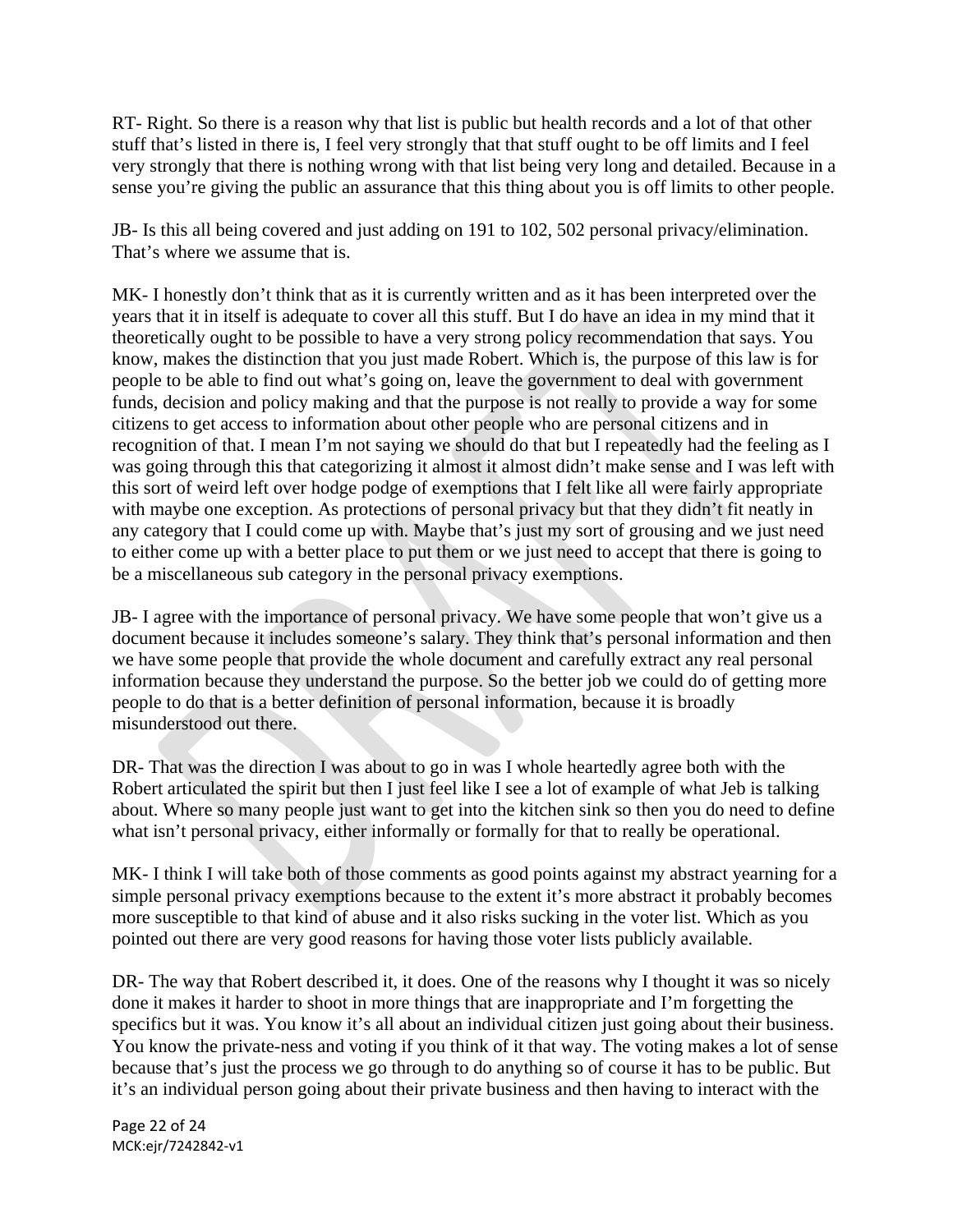RT- Right. So there is a reason why that list is public but health records and a lot of that other stuff that's listed in there is, I feel very strongly that that stuff ought to be off limits and I feel very strongly that there is nothing wrong with that list being very long and detailed. Because in a sense you're giving the public an assurance that this thing about you is off limits to other people.

JB- Is this all being covered and just adding on 191 to 102, 502 personal privacy/elimination. That's where we assume that is.

MK- I honestly don't think that as it is currently written and as it has been interpreted over the years that it in itself is adequate to cover all this stuff. But I do have an idea in my mind that it theoretically ought to be possible to have a very strong policy recommendation that says. You know, makes the distinction that you just made Robert. Which is, the purpose of this law is for people to be able to find out what's going on, leave the government to deal with government funds, decision and policy making and that the purpose is not really to provide a way for some citizens to get access to information about other people who are personal citizens and in recognition of that. I mean I'm not saying we should do that but I repeatedly had the feeling as I was going through this that categorizing it almost it almost didn't make sense and I was left with this sort of weird left over hodge podge of exemptions that I felt like all were fairly appropriate with maybe one exception. As protections of personal privacy but that they didn't fit neatly in any category that I could come up with. Maybe that's just my sort of grousing and we just need to either come up with a better place to put them or we just need to accept that there is going to be a miscellaneous sub category in the personal privacy exemptions.

JB- I agree with the importance of personal privacy. We have some people that won't give us a document because it includes someone's salary. They think that's personal information and then we have some people that provide the whole document and carefully extract any real personal information because they understand the purpose. So the better job we could do of getting more people to do that is a better definition of personal information, because it is broadly misunderstood out there.

DR- That was the direction I was about to go in was I whole heartedly agree both with the Robert articulated the spirit but then I just feel like I see a lot of example of what Jeb is talking about. Where so many people just want to get into the kitchen sink so then you do need to define what isn't personal privacy, either informally or formally for that to really be operational.

MK- I think I will take both of those comments as good points against my abstract yearning for a simple personal privacy exemptions because to the extent it's more abstract it probably becomes more susceptible to that kind of abuse and it also risks sucking in the voter list. Which as you pointed out there are very good reasons for having those voter lists publicly available.

DR- The way that Robert described it, it does. One of the reasons why I thought it was so nicely done it makes it harder to shoot in more things that are inappropriate and I'm forgetting the specifics but it was. You know it's all about an individual citizen just going about their business. You know the private-ness and voting if you think of it that way. The voting makes a lot of sense because that's just the process we go through to do anything so of course it has to be public. But it's an individual person going about their private business and then having to interact with the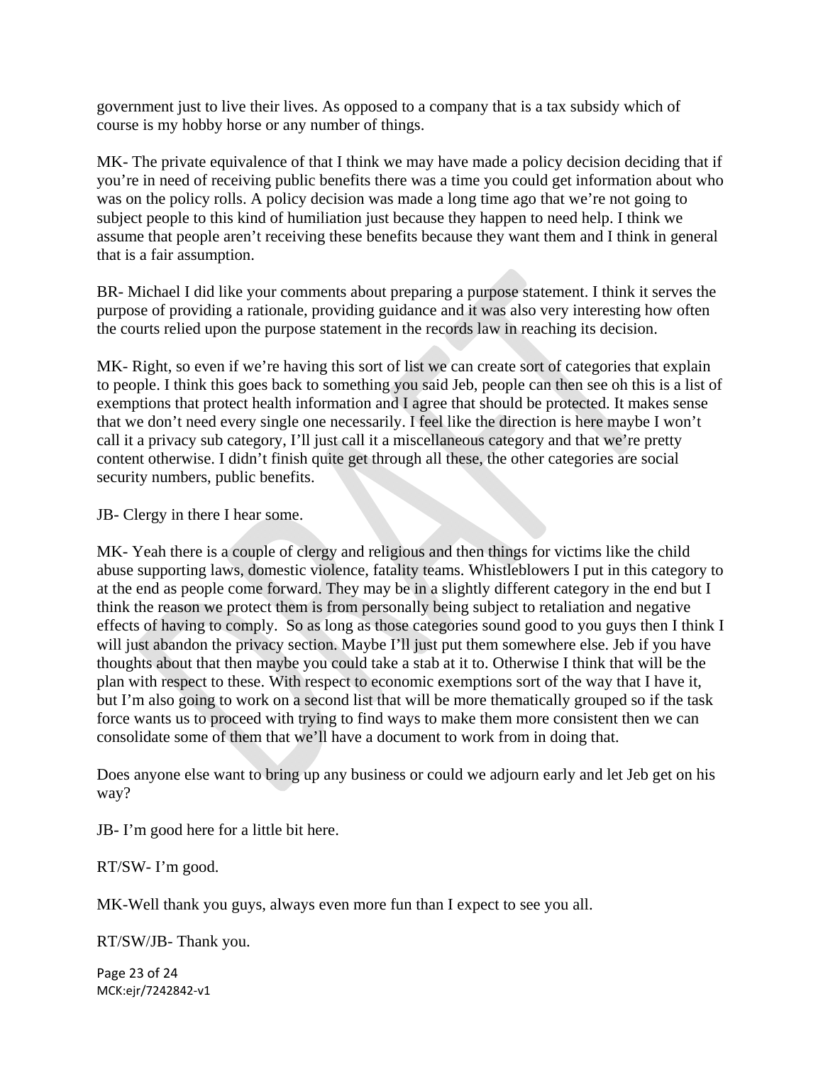government just to live their lives. As opposed to a company that is a tax subsidy which of course is my hobby horse or any number of things.

MK- The private equivalence of that I think we may have made a policy decision deciding that if you're in need of receiving public benefits there was a time you could get information about who was on the policy rolls. A policy decision was made a long time ago that we're not going to subject people to this kind of humiliation just because they happen to need help. I think we assume that people aren't receiving these benefits because they want them and I think in general that is a fair assumption.

BR- Michael I did like your comments about preparing a purpose statement. I think it serves the purpose of providing a rationale, providing guidance and it was also very interesting how often the courts relied upon the purpose statement in the records law in reaching its decision.

MK- Right, so even if we're having this sort of list we can create sort of categories that explain to people. I think this goes back to something you said Jeb, people can then see oh this is a list of exemptions that protect health information and I agree that should be protected. It makes sense that we don't need every single one necessarily. I feel like the direction is here maybe I won't call it a privacy sub category, I'll just call it a miscellaneous category and that we're pretty content otherwise. I didn't finish quite get through all these, the other categories are social security numbers, public benefits.

JB- Clergy in there I hear some.

MK- Yeah there is a couple of clergy and religious and then things for victims like the child abuse supporting laws, domestic violence, fatality teams. Whistleblowers I put in this category to at the end as people come forward. They may be in a slightly different category in the end but I think the reason we protect them is from personally being subject to retaliation and negative effects of having to comply. So as long as those categories sound good to you guys then I think I will just abandon the privacy section. Maybe I'll just put them somewhere else. Jeb if you have thoughts about that then maybe you could take a stab at it to. Otherwise I think that will be the plan with respect to these. With respect to economic exemptions sort of the way that I have it, but I'm also going to work on a second list that will be more thematically grouped so if the task force wants us to proceed with trying to find ways to make them more consistent then we can consolidate some of them that we'll have a document to work from in doing that.

Does anyone else want to bring up any business or could we adjourn early and let Jeb get on his way?

JB- I'm good here for a little bit here.

RT/SW- I'm good.

MK-Well thank you guys, always even more fun than I expect to see you all.

RT/SW/JB- Thank you.

MCK:ejr/7242842-v1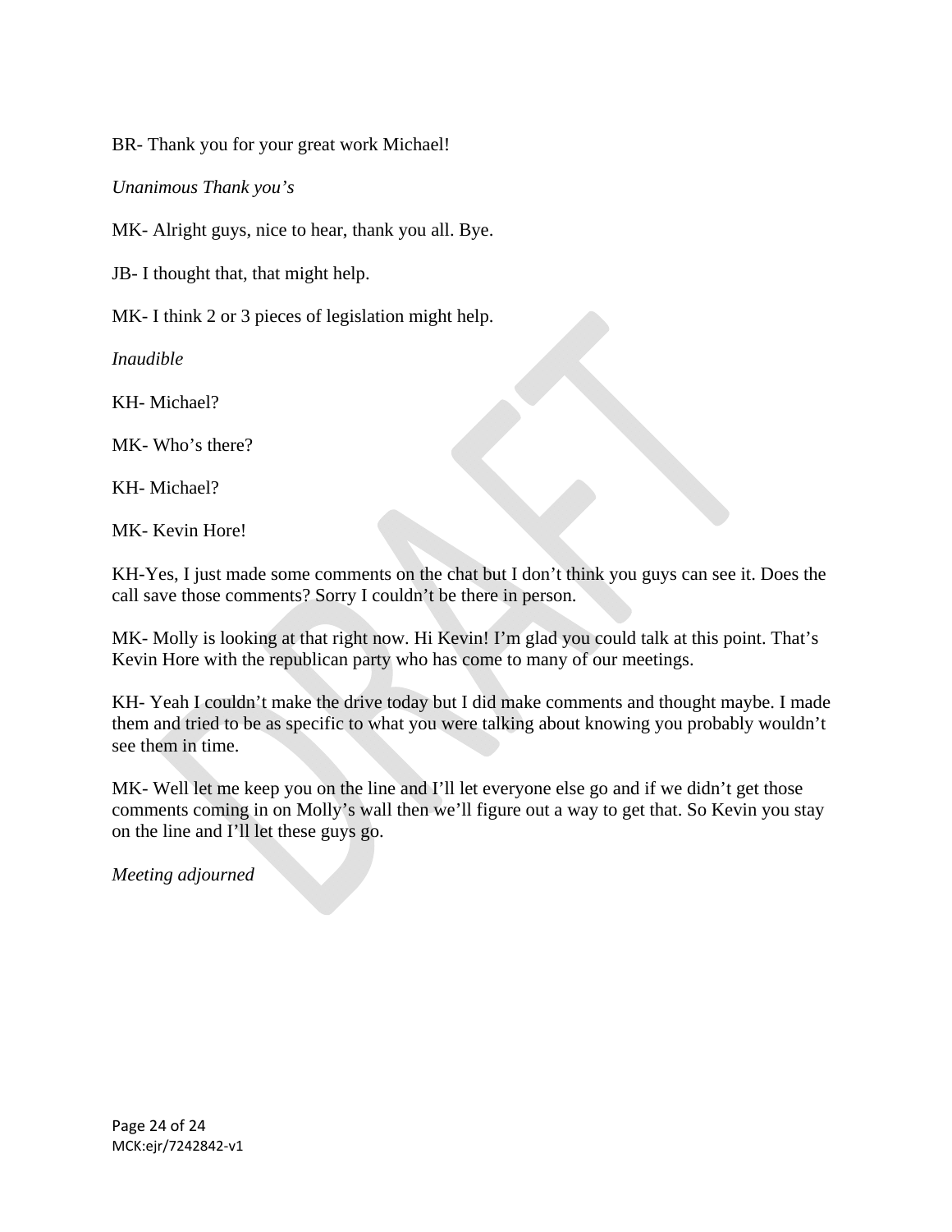BR- Thank you for your great work Michael!

*Unanimous Thank you's*

MK- Alright guys, nice to hear, thank you all. Bye.

JB- I thought that, that might help.

MK- I think 2 or 3 pieces of legislation might help.

*Inaudible*

KH- Michael?

MK- Who's there?

KH- Michael?

MK- Kevin Hore!

KH-Yes, I just made some comments on the chat but I don't think you guys can see it. Does the call save those comments? Sorry I couldn't be there in person.

MK- Molly is looking at that right now. Hi Kevin! I'm glad you could talk at this point. That's Kevin Hore with the republican party who has come to many of our meetings.

KH- Yeah I couldn't make the drive today but I did make comments and thought maybe. I made them and tried to be as specific to what you were talking about knowing you probably wouldn't see them in time.

MK- Well let me keep you on the line and I'll let everyone else go and if we didn't get those comments coming in on Molly's wall then we'll figure out a way to get that. So Kevin you stay on the line and I'll let these guys go.

*Meeting adjourned*

MCK:ejr/7242842-v1